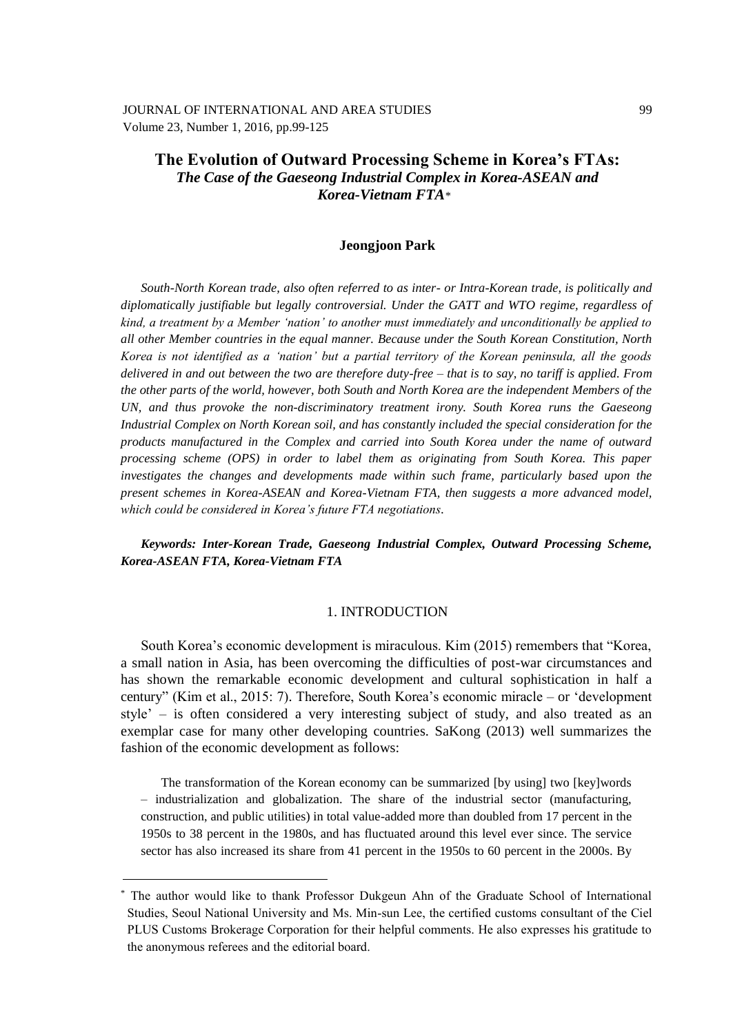# The Evolution of Outward Processing Scheme in Korea's FTAs:

## *The Case of the Gaeseong Industrial Complex in Korea-ASEAN and Korea-Vietnam FTA*[*]

**Jeongjoon Park**

*South-North Korean trade, also often referred to as inter- or Intra-Korean trade, is politically and diplomatically justifiable but legally controversial. Under the GATT and WTO regime, regardless of kind, a treatment by a Member 'nation' to another must immediately and unconditionally be applied to all other Member countries in the equal manner. Because under the South Korean Constitution, North Korea is not identified as a 'nation' but a partial territory of the Korean peninsula, all the goods delivered in and out between the two are therefore duty-free – that is to say, no tariff is applied. From the other parts of the world, however, both South and North Korea are the independent Members of the UN, and thus provoke the non-discriminatory treatment irony. South Korea runs the Gaeseong Industrial Complex on North Korean soil, and has constantly included the special consideration for the products manufactured in the Complex and carried into South Korea under the name of outward processing scheme (OPS) in order to label them as originating from South Korea. This paper investigates the changes and developments made within such frame, particularly based upon the present schemes in Korea-ASEAN and Korea-Vietnam FTA, then suggests a more advanced model, which could be considered in Korea's future FTA negotiations.*

***Keywords: Inter-Korean Trade, Gaeseong Industrial Complex, Outward Processing Scheme, Korea-ASEAN FTA, Korea-Vietnam FTA***

## 1. INTRODUCTION

South Korea's economic development is miraculous. Kim (2015) remembers that "Korea, a small nation in Asia, has been overcoming the difficulties of post-war circumstances and has shown the remarkable economic development and cultural sophistication in half a century" (Kim et al., 2015: 7). Therefore, South Korea's economic miracle – or 'development style' – is often considered a very interesting subject of study, and also treated as an exemplar case for many other developing countries. SaKong (2013) well summarizes the fashion of the economic development as follows:

> The transformation of the Korean economy can be summarized [by using] two [key]words – industrialization and globalization. The share of the industrial sector (manufacturing, construction, and public utilities) in total value-added more than doubled from 17 percent in the 1950s to 38 percent in the 1980s, and has fluctuated around this level ever since. The service sector has also increased its share from 41 percent in the 1950s to 60 percent in the 2000s. By

[*] The author would like to thank Professor Dukgeun Ahn of the Graduate School of International Studies, Seoul National University and Ms. Min-sun Lee, the certified customs consultant of the Ciel PLUS Customs Brokerage Corporation for their helpful comments. He also expresses his gratitude to the anonymous referees and the editorial board.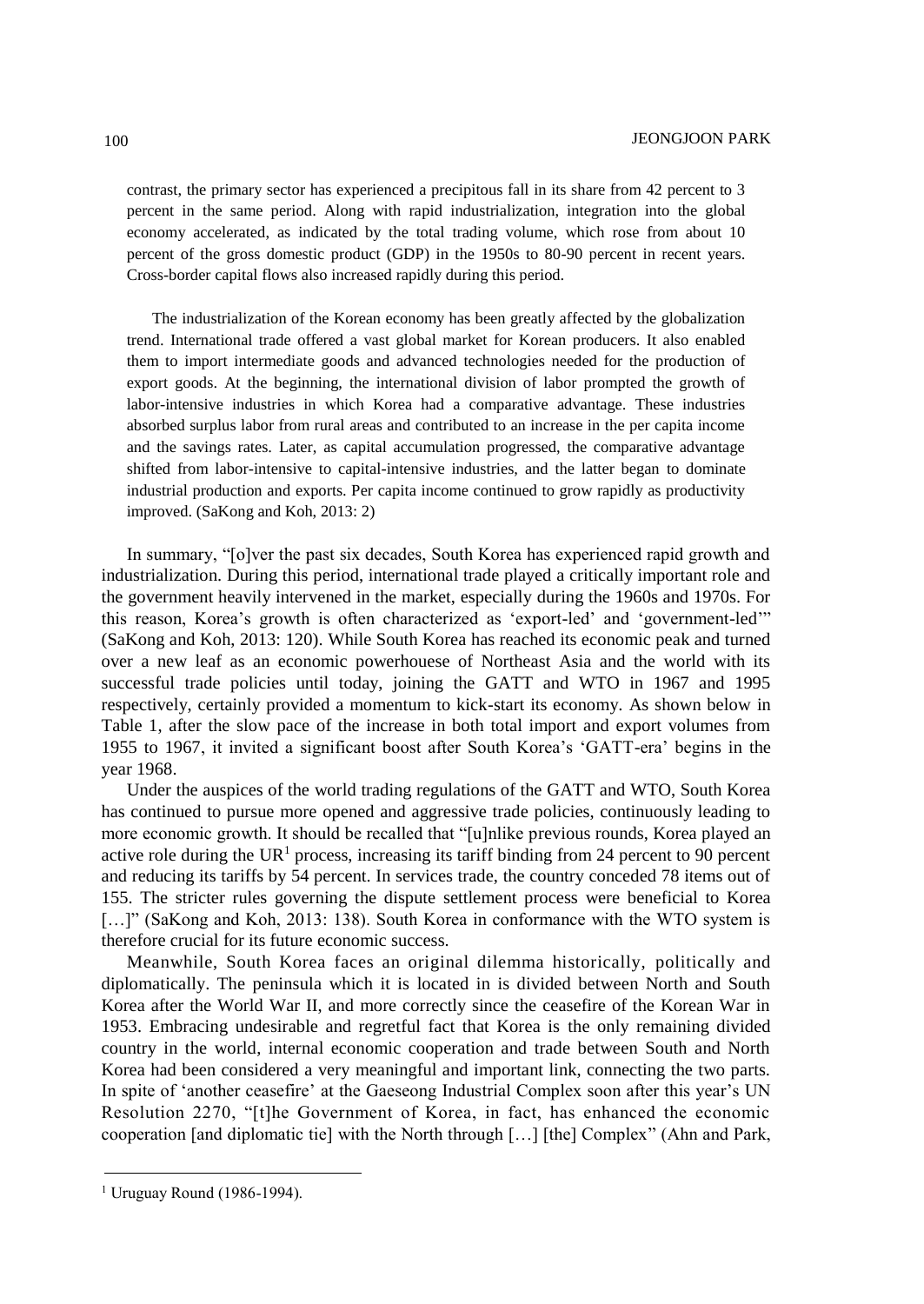contrast, the primary sector has experienced a precipitous fall in its share from 42 percent to 3 percent in the same period. Along with rapid industrialization, integration into the global economy accelerated, as indicated by the total trading volume, which rose from about 10 percent of the gross domestic product (GDP) in the 1950s to 80-90 percent in recent years. Cross-border capital flows also increased rapidly during this period.

> The industrialization of the Korean economy has been greatly affected by the globalization trend. International trade offered a vast global market for Korean producers. It also enabled them to import intermediate goods and advanced technologies needed for the production of export goods. At the beginning, the international division of labor prompted the growth of labor-intensive industries in which Korea had a comparative advantage. These industries absorbed surplus labor from rural areas and contributed to an increase in the per capita income and the savings rates. Later, as capital accumulation progressed, the comparative advantage shifted from labor-intensive to capital-intensive industries, and the latter began to dominate industrial production and exports. Per capita income continued to grow rapidly as productivity improved. (SaKong and Koh, 2013: 2)

In summary, "[o]ver the past six decades, South Korea has experienced rapid growth and industrialization. During this period, international trade played a critically important role and the government heavily intervened in the market, especially during the 1960s and 1970s. For this reason, Korea's growth is often characterized as 'export-led' and 'government-led'" (SaKong and Koh, 2013: 120). While South Korea has reached its economic peak and turned over a new leaf as an economic powerhouese of Northeast Asia and the world with its successful trade policies until today, joining the GATT and WTO in 1967 and 1995 respectively, certainly provided a momentum to kick-start its economy. As shown below in Table 1, after the slow pace of the increase in both total import and export volumes from 1955 to 1967, it invited a significant boost after South Korea's 'GATT-era' begins in the year 1968.

Under the auspices of the world trading regulations of the GATT and WTO, South Korea has continued to pursue more opened and aggressive trade policies, continuously leading to more economic growth. It should be recalled that "[u]nlike previous rounds, Korea played an active role during the UR[1] process, increasing its tariff binding from 24 percent to 90 percent and reducing its tariffs by 54 percent. In services trade, the country conceded 78 items out of 155. The stricter rules governing the dispute settlement process were beneficial to Korea […]" (SaKong and Koh, 2013: 138). South Korea in conformance with the WTO system is therefore crucial for its future economic success.

Meanwhile, South Korea faces an original dilemma historically, politically and diplomatically. The peninsula which it is located in is divided between North and South Korea after the World War II, and more correctly since the ceasefire of the Korean War in 1953. Embracing undesirable and regretful fact that Korea is the only remaining divided country in the world, internal economic cooperation and trade between South and North Korea had been considered a very meaningful and important link, connecting the two parts. In spite of 'another ceasefire' at the Gaeseong Industrial Complex soon after this year's UN Resolution 2270, "[t]he Government of Korea, in fact, has enhanced the economic cooperation [and diplomatic tie] with the North through […] [the] Complex" (Ahn and Park,

[1] Uruguay Round (1986-1994).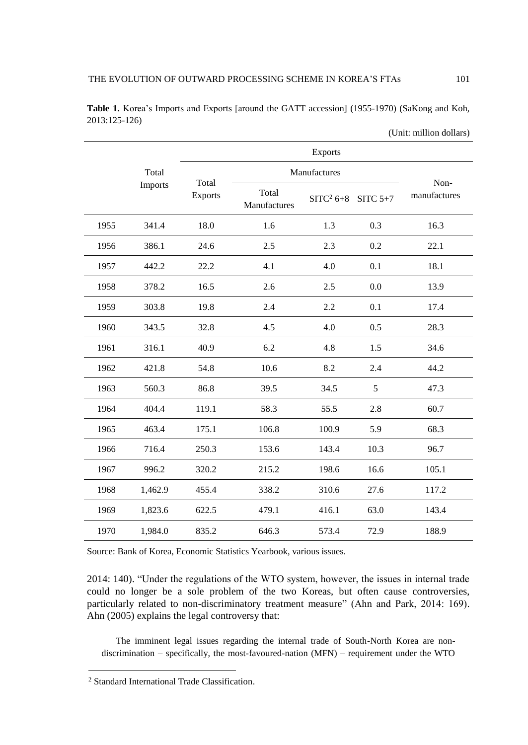**Table 1.** Korea's Imports and Exports [around the GATT accession] (1955-1970) (SaKong and Koh, 2013:125-126)

(Unit: million dollars)

| | Total Imports | Exports | | | | |
|---|---|---|---|---|---|---|
| | | Total Exports | Manufactures | | | Non-manufactures |
| | | | Total Manufactures | SITC[2] 6+8 | SITC 5+7 | |
| 1955 | 341.4 | 18.0 | 1.6 | 1.3 | 0.3 | 16.3 |
| 1956 | 386.1 | 24.6 | 2.5 | 2.3 | 0.2 | 22.1 |
| 1957 | 442.2 | 22.2 | 4.1 | 4.0 | 0.1 | 18.1 |
| 1958 | 378.2 | 16.5 | 2.6 | 2.5 | 0.0 | 13.9 |
| 1959 | 303.8 | 19.8 | 2.4 | 2.2 | 0.1 | 17.4 |
| 1960 | 343.5 | 32.8 | 4.5 | 4.0 | 0.5 | 28.3 |
| 1961 | 316.1 | 40.9 | 6.2 | 4.8 | 1.5 | 34.6 |
| 1962 | 421.8 | 54.8 | 10.6 | 8.2 | 2.4 | 44.2 |
| 1963 | 560.3 | 86.8 | 39.5 | 34.5 | 5 | 47.3 |
| 1964 | 404.4 | 119.1 | 58.3 | 55.5 | 2.8 | 60.7 |
| 1965 | 463.4 | 175.1 | 106.8 | 100.9 | 5.9 | 68.3 |
| 1966 | 716.4 | 250.3 | 153.6 | 143.4 | 10.3 | 96.7 |
| 1967 | 996.2 | 320.2 | 215.2 | 198.6 | 16.6 | 105.1 |
| 1968 | 1,462.9 | 455.4 | 338.2 | 310.6 | 27.6 | 117.2 |
| 1969 | 1,823.6 | 622.5 | 479.1 | 416.1 | 63.0 | 143.4 |
| 1970 | 1,984.0 | 835.2 | 646.3 | 573.4 | 72.9 | 188.9 |

Source: Bank of Korea, Economic Statistics Yearbook, various issues.

2014: 140). "Under the regulations of the WTO system, however, the issues in internal trade could no longer be a sole problem of the two Koreas, but often cause controversies, particularly related to non-discriminatory treatment measure" (Ahn and Park, 2014: 169). Ahn (2005) explains the legal controversy that:

> The imminent legal issues regarding the internal trade of South-North Korea are non-discrimination – specifically, the most-favoured-nation (MFN) – requirement under the WTO

[2] Standard International Trade Classification.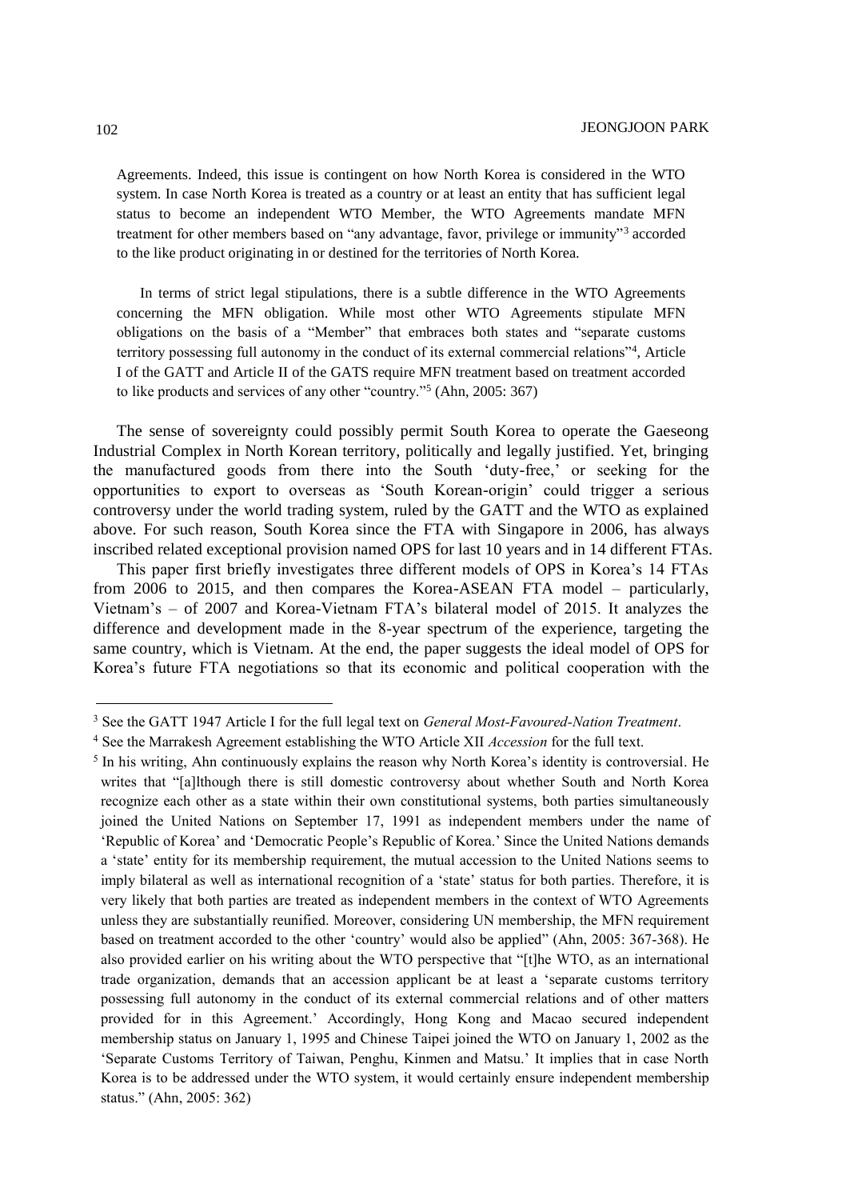> Agreements. Indeed, this issue is contingent on how North Korea is considered in the WTO system. In case North Korea is treated as a country or at least an entity that has sufficient legal status to become an independent WTO Member, the WTO Agreements mandate MFN treatment for other members based on "any advantage, favor, privilege or immunity"[3] accorded to the like product originating in or destined for the territories of North Korea.
>
> In terms of strict legal stipulations, there is a subtle difference in the WTO Agreements concerning the MFN obligation. While most other WTO Agreements stipulate MFN obligations on the basis of a "Member" that embraces both states and "separate customs territory possessing full autonomy in the conduct of its external commercial relations"[4], Article I of the GATT and Article II of the GATS require MFN treatment based on treatment accorded to like products and services of any other "country."[5] (Ahn, 2005: 367)

The sense of sovereignty could possibly permit South Korea to operate the Gaeseong Industrial Complex in North Korean territory, politically and legally justified. Yet, bringing the manufactured goods from there into the South 'duty-free,' or seeking for the opportunities to export to overseas as 'South Korean-origin' could trigger a serious controversy under the world trading system, ruled by the GATT and the WTO as explained above. For such reason, South Korea since the FTA with Singapore in 2006, has always inscribed related exceptional provision named OPS for last 10 years and in 14 different FTAs.

This paper first briefly investigates three different models of OPS in Korea's 14 FTAs from 2006 to 2015, and then compares the Korea-ASEAN FTA model – particularly, Vietnam's – of 2007 and Korea-Vietnam FTA's bilateral model of 2015. It analyzes the difference and development made in the 8-year spectrum of the experience, targeting the same country, which is Vietnam. At the end, the paper suggests the ideal model of OPS for Korea's future FTA negotiations so that its economic and political cooperation with the

---

[3] See the GATT 1947 Article I for the full legal text on *General Most-Favoured-Nation Treatment*.

[4] See the Marrakesh Agreement establishing the WTO Article XII *Accession* for the full text.

[5] In his writing, Ahn continuously explains the reason why North Korea's identity is controversial. He writes that "[a]lthough there is still domestic controversy about whether South and North Korea recognize each other as a state within their own constitutional systems, both parties simultaneously joined the United Nations on September 17, 1991 as independent members under the name of 'Republic of Korea' and 'Democratic People's Republic of Korea.' Since the United Nations demands a 'state' entity for its membership requirement, the mutual accession to the United Nations seems to imply bilateral as well as international recognition of a 'state' status for both parties. Therefore, it is very likely that both parties are treated as independent members in the context of WTO Agreements unless they are substantially reunified. Moreover, considering UN membership, the MFN requirement based on treatment accorded to the other 'country' would also be applied" (Ahn, 2005: 367-368). He also provided earlier on his writing about the WTO perspective that "[t]he WTO, as an international trade organization, demands that an accession applicant be at least a 'separate customs territory possessing full autonomy in the conduct of its external commercial relations and of other matters provided for in this Agreement.' Accordingly, Hong Kong and Macao secured independent membership status on January 1, 1995 and Chinese Taipei joined the WTO on January 1, 2002 as the 'Separate Customs Territory of Taiwan, Penghu, Kinmen and Matsu.' It implies that in case North Korea is to be addressed under the WTO system, it would certainly ensure independent membership status." (Ahn, 2005: 362)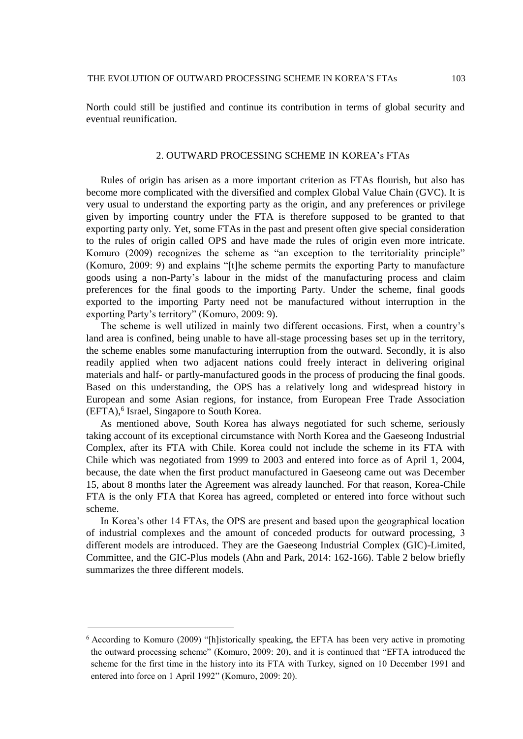North could still be justified and continue its contribution in terms of global security and eventual reunification.

## 2. OUTWARD PROCESSING SCHEME IN KOREA's FTAs

Rules of origin has arisen as a more important criterion as FTAs flourish, but also has become more complicated with the diversified and complex Global Value Chain (GVC). It is very usual to understand the exporting party as the origin, and any preferences or privilege given by importing country under the FTA is therefore supposed to be granted to that exporting party only. Yet, some FTAs in the past and present often give special consideration to the rules of origin called OPS and have made the rules of origin even more intricate. Komuro (2009) recognizes the scheme as "an exception to the territoriality principle" (Komuro, 2009: 9) and explains "[t]he scheme permits the exporting Party to manufacture goods using a non-Party's labour in the midst of the manufacturing process and claim preferences for the final goods to the importing Party. Under the scheme, final goods exported to the importing Party need not be manufactured without interruption in the exporting Party's territory" (Komuro, 2009: 9).

The scheme is well utilized in mainly two different occasions. First, when a country's land area is confined, being unable to have all-stage processing bases set up in the territory, the scheme enables some manufacturing interruption from the outward. Secondly, it is also readily applied when two adjacent nations could freely interact in delivering original materials and half- or partly-manufactured goods in the process of producing the final goods. Based on this understanding, the OPS has a relatively long and widespread history in European and some Asian regions, for instance, from European Free Trade Association (EFTA),[6] Israel, Singapore to South Korea.

As mentioned above, South Korea has always negotiated for such scheme, seriously taking account of its exceptional circumstance with North Korea and the Gaeseong Industrial Complex, after its FTA with Chile. Korea could not include the scheme in its FTA with Chile which was negotiated from 1999 to 2003 and entered into force as of April 1, 2004, because, the date when the first product manufactured in Gaeseong came out was December 15, about 8 months later the Agreement was already launched. For that reason, Korea-Chile FTA is the only FTA that Korea has agreed, completed or entered into force without such scheme.

In Korea's other 14 FTAs, the OPS are present and based upon the geographical location of industrial complexes and the amount of conceded products for outward processing, 3 different models are introduced. They are the Gaeseong Industrial Complex (GIC)-Limited, Committee, and the GIC-Plus models (Ahn and Park, 2014: 162-166). Table 2 below briefly summarizes the three different models.

---

[6] According to Komuro (2009) "[h]istorically speaking, the EFTA has been very active in promoting the outward processing scheme" (Komuro, 2009: 20), and it is continued that "EFTA introduced the scheme for the first time in the history into its FTA with Turkey, signed on 10 December 1991 and entered into force on 1 April 1992" (Komuro, 2009: 20).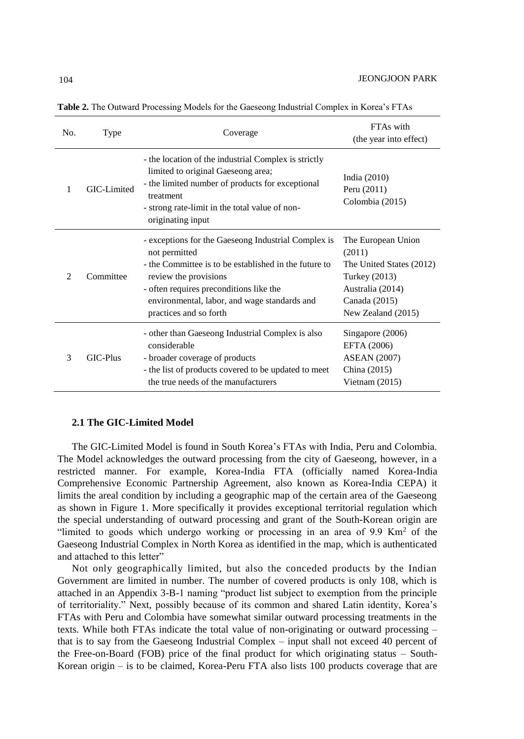**Table 2.** The Outward Processing Models for the Gaeseong Industrial Complex in Korea's FTAs

| No. | Type | Coverage | FTAs with (the year into effect) |
|---|---|---|---|
| 1 | GIC-Limited | - the location of the industrial Complex is strictly limited to original Gaeseong area;<br>- the limited number of products for exceptional treatment<br>- strong rate-limit in the total value of non-originating input | India (2010)<br>Peru (2011)<br>Colombia (2015) |
| 2 | Committee | - exceptions for the Gaeseong Industrial Complex is not permitted<br>- the Committee is to be established in the future to review the provisions<br>- often requires preconditions like the environmental, labor, and wage standards and practices and so forth | The European Union (2011)<br>The United States (2012)<br>Turkey (2013)<br>Australia (2014)<br>Canada (2015)<br>New Zealand (2015) |
| 3 | GIC-Plus | - other than Gaeseong Industrial Complex is also considerable<br>- broader coverage of products<br>- the list of products covered to be updated to meet the true needs of the manufacturers | Singapore (2006)<br>EFTA (2006)<br>ASEAN (2007)<br>China (2015)<br>Vietnam (2015) |

### 2.1 The GIC-Limited Model

The GIC-Limited Model is found in South Korea's FTAs with India, Peru and Colombia. The Model acknowledges the outward processing from the city of Gaeseong, however, in a restricted manner. For example, Korea-India FTA (officially named Korea-India Comprehensive Economic Partnership Agreement, also known as Korea-India CEPA) it limits the areal condition by including a geographic map of the certain area of the Gaeseong as shown in Figure 1. More specifically it provides exceptional territorial regulation which the special understanding of outward processing and grant of the South-Korean origin are "limited to goods which undergo working or processing in an area of 9.9 Km$^2$ of the Gaeseong Industrial Complex in North Korea as identified in the map, which is authenticated and attached to this letter"

Not only geographically limited, but also the conceded products by the Indian Government are limited in number. The number of covered products is only 108, which is attached in an Appendix 3-B-1 naming "product list subject to exemption from the principle of territoriality." Next, possibly because of its common and shared Latin identity, Korea's FTAs with Peru and Colombia have somewhat similar outward processing treatments in the texts. While both FTAs indicate the total value of non-originating or outward processing – that is to say from the Gaeseong Industrial Complex – input shall not exceed 40 percent of the Free-on-Board (FOB) price of the final product for which originating status – South-Korean origin – is to be claimed, Korea-Peru FTA also lists 100 products coverage that are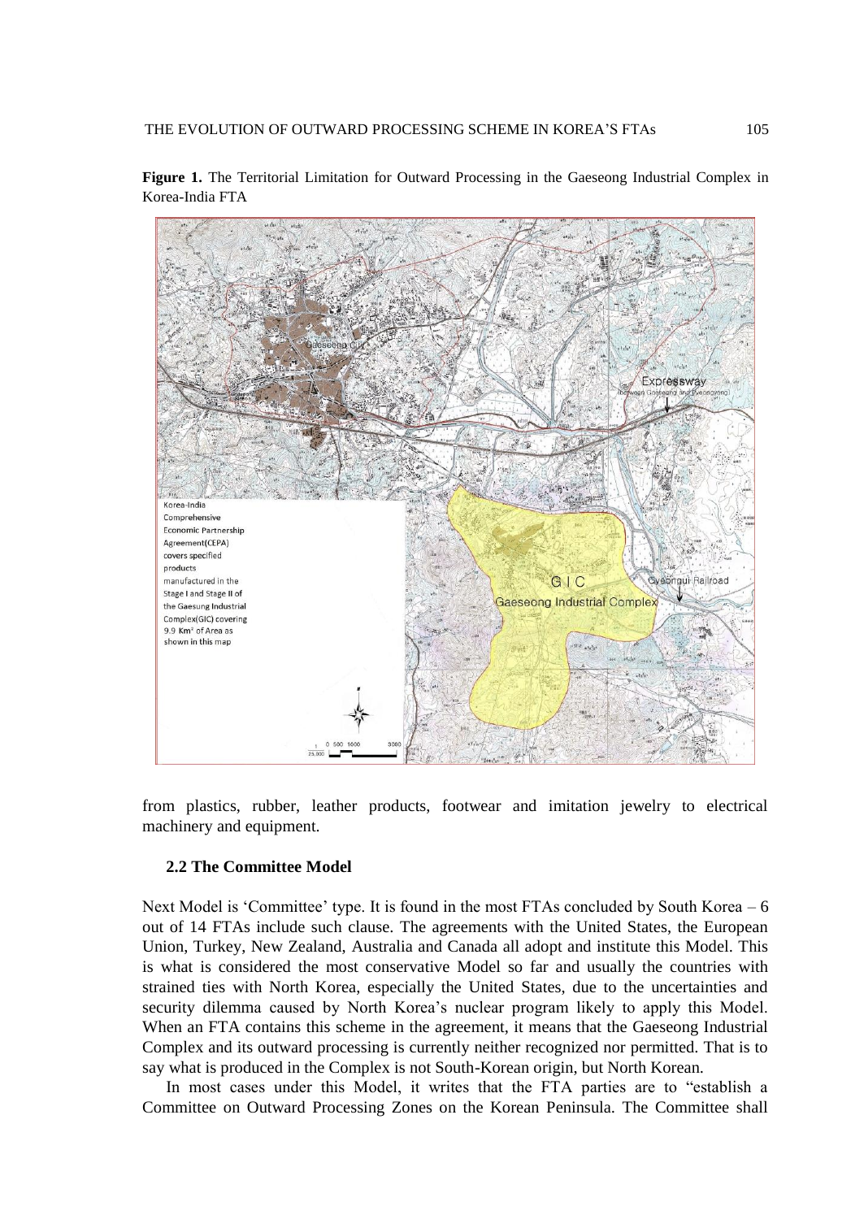**Figure 1.** The Territorial Limitation for Outward Processing in the Gaeseong Industrial Complex in Korea-India FTA

from plastics, rubber, leather products, footwear and imitation jewelry to electrical machinery and equipment.

### 2.2 The Committee Model

Next Model is 'Committee' type. It is found in the most FTAs concluded by South Korea – 6 out of 14 FTAs include such clause. The agreements with the United States, the European Union, Turkey, New Zealand, Australia and Canada all adopt and institute this Model. This is what is considered the most conservative Model so far and usually the countries with strained ties with North Korea, especially the United States, due to the uncertainties and security dilemma caused by North Korea's nuclear program likely to apply this Model. When an FTA contains this scheme in the agreement, it means that the Gaeseong Industrial Complex and its outward processing is currently neither recognized nor permitted. That is to say what is produced in the Complex is not South-Korean origin, but North Korean.

In most cases under this Model, it writes that the FTA parties are to "establish a Committee on Outward Processing Zones on the Korean Peninsula. The Committee shall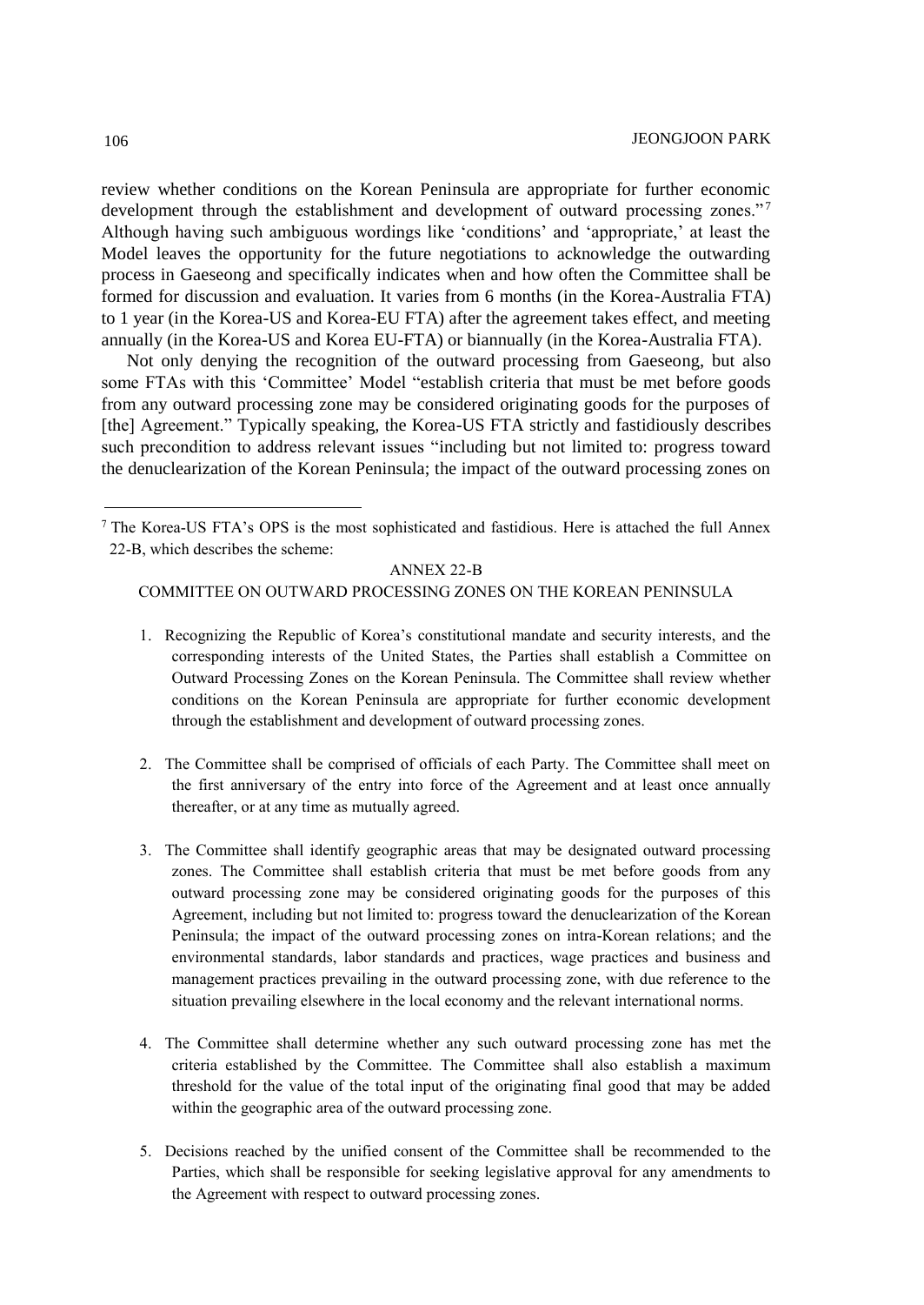review whether conditions on the Korean Peninsula are appropriate for further economic development through the establishment and development of outward processing zones."[7] Although having such ambiguous wordings like 'conditions' and 'appropriate,' at least the Model leaves the opportunity for the future negotiations to acknowledge the outwarding process in Gaeseong and specifically indicates when and how often the Committee shall be formed for discussion and evaluation. It varies from 6 months (in the Korea-Australia FTA) to 1 year (in the Korea-US and Korea-EU FTA) after the agreement takes effect, and meeting annually (in the Korea-US and Korea EU-FTA) or biannually (in the Korea-Australia FTA).

Not only denying the recognition of the outward processing from Gaeseong, but also some FTAs with this 'Committee' Model "establish criteria that must be met before goods from any outward processing zone may be considered originating goods for the purposes of [the] Agreement." Typically speaking, the Korea-US FTA strictly and fastidiously describes such precondition to address relevant issues "including but not limited to: progress toward the denuclearization of the Korean Peninsula; the impact of the outward processing zones on

---

[7] The Korea-US FTA's OPS is the most sophisticated and fastidious. Here is attached the full Annex 22-B, which describes the scheme:

ANNEX 22-B

COMMITTEE ON OUTWARD PROCESSING ZONES ON THE KOREAN PENINSULA

1. Recognizing the Republic of Korea's constitutional mandate and security interests, and the corresponding interests of the United States, the Parties shall establish a Committee on Outward Processing Zones on the Korean Peninsula. The Committee shall review whether conditions on the Korean Peninsula are appropriate for further economic development through the establishment and development of outward processing zones.

2. The Committee shall be comprised of officials of each Party. The Committee shall meet on the first anniversary of the entry into force of the Agreement and at least once annually thereafter, or at any time as mutually agreed.

3. The Committee shall identify geographic areas that may be designated outward processing zones. The Committee shall establish criteria that must be met before goods from any outward processing zone may be considered originating goods for the purposes of this Agreement, including but not limited to: progress toward the denuclearization of the Korean Peninsula; the impact of the outward processing zones on intra-Korean relations; and the environmental standards, labor standards and practices, wage practices and business and management practices prevailing in the outward processing zone, with due reference to the situation prevailing elsewhere in the local economy and the relevant international norms.

4. The Committee shall determine whether any such outward processing zone has met the criteria established by the Committee. The Committee shall also establish a maximum threshold for the value of the total input of the originating final good that may be added within the geographic area of the outward processing zone.

5. Decisions reached by the unified consent of the Committee shall be recommended to the Parties, which shall be responsible for seeking legislative approval for any amendments to the Agreement with respect to outward processing zones.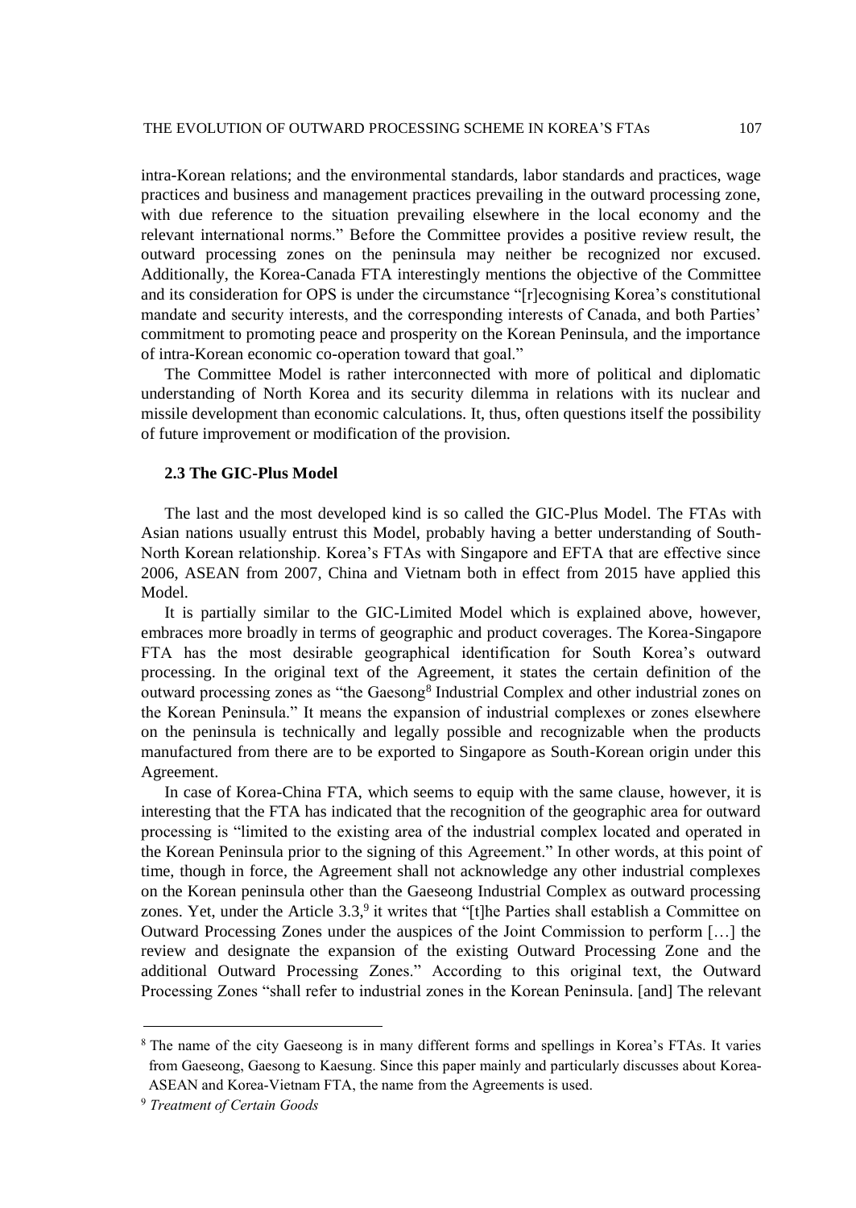intra-Korean relations; and the environmental standards, labor standards and practices, wage practices and business and management practices prevailing in the outward processing zone, with due reference to the situation prevailing elsewhere in the local economy and the relevant international norms." Before the Committee provides a positive review result, the outward processing zones on the peninsula may neither be recognized nor excused. Additionally, the Korea-Canada FTA interestingly mentions the objective of the Committee and its consideration for OPS is under the circumstance "[r]ecognising Korea's constitutional mandate and security interests, and the corresponding interests of Canada, and both Parties' commitment to promoting peace and prosperity on the Korean Peninsula, and the importance of intra-Korean economic co-operation toward that goal."

The Committee Model is rather interconnected with more of political and diplomatic understanding of North Korea and its security dilemma in relations with its nuclear and missile development than economic calculations. It, thus, often questions itself the possibility of future improvement or modification of the provision.

### 2.3 The GIC-Plus Model

The last and the most developed kind is so called the GIC-Plus Model. The FTAs with Asian nations usually entrust this Model, probably having a better understanding of South-North Korean relationship. Korea's FTAs with Singapore and EFTA that are effective since 2006, ASEAN from 2007, China and Vietnam both in effect from 2015 have applied this Model.

It is partially similar to the GIC-Limited Model which is explained above, however, embraces more broadly in terms of geographic and product coverages. The Korea-Singapore FTA has the most desirable geographical identification for South Korea's outward processing. In the original text of the Agreement, it states the certain definition of the outward processing zones as "the Gaesong[8] Industrial Complex and other industrial zones on the Korean Peninsula." It means the expansion of industrial complexes or zones elsewhere on the peninsula is technically and legally possible and recognizable when the products manufactured from there are to be exported to Singapore as South-Korean origin under this Agreement.

In case of Korea-China FTA, which seems to equip with the same clause, however, it is interesting that the FTA has indicated that the recognition of the geographic area for outward processing is "limited to the existing area of the industrial complex located and operated in the Korean Peninsula prior to the signing of this Agreement." In other words, at this point of time, though in force, the Agreement shall not acknowledge any other industrial complexes on the Korean peninsula other than the Gaeseong Industrial Complex as outward processing zones. Yet, under the Article 3.3,[9] it writes that "[t]he Parties shall establish a Committee on Outward Processing Zones under the auspices of the Joint Commission to perform […] the review and designate the expansion of the existing Outward Processing Zone and the additional Outward Processing Zones." According to this original text, the Outward Processing Zones "shall refer to industrial zones in the Korean Peninsula. [and] The relevant

---

[8] The name of the city Gaeseong is in many different forms and spellings in Korea's FTAs. It varies from Gaeseong, Gaesong to Kaesung. Since this paper mainly and particularly discusses about Korea-ASEAN and Korea-Vietnam FTA, the name from the Agreements is used.

[9] *Treatment of Certain Goods*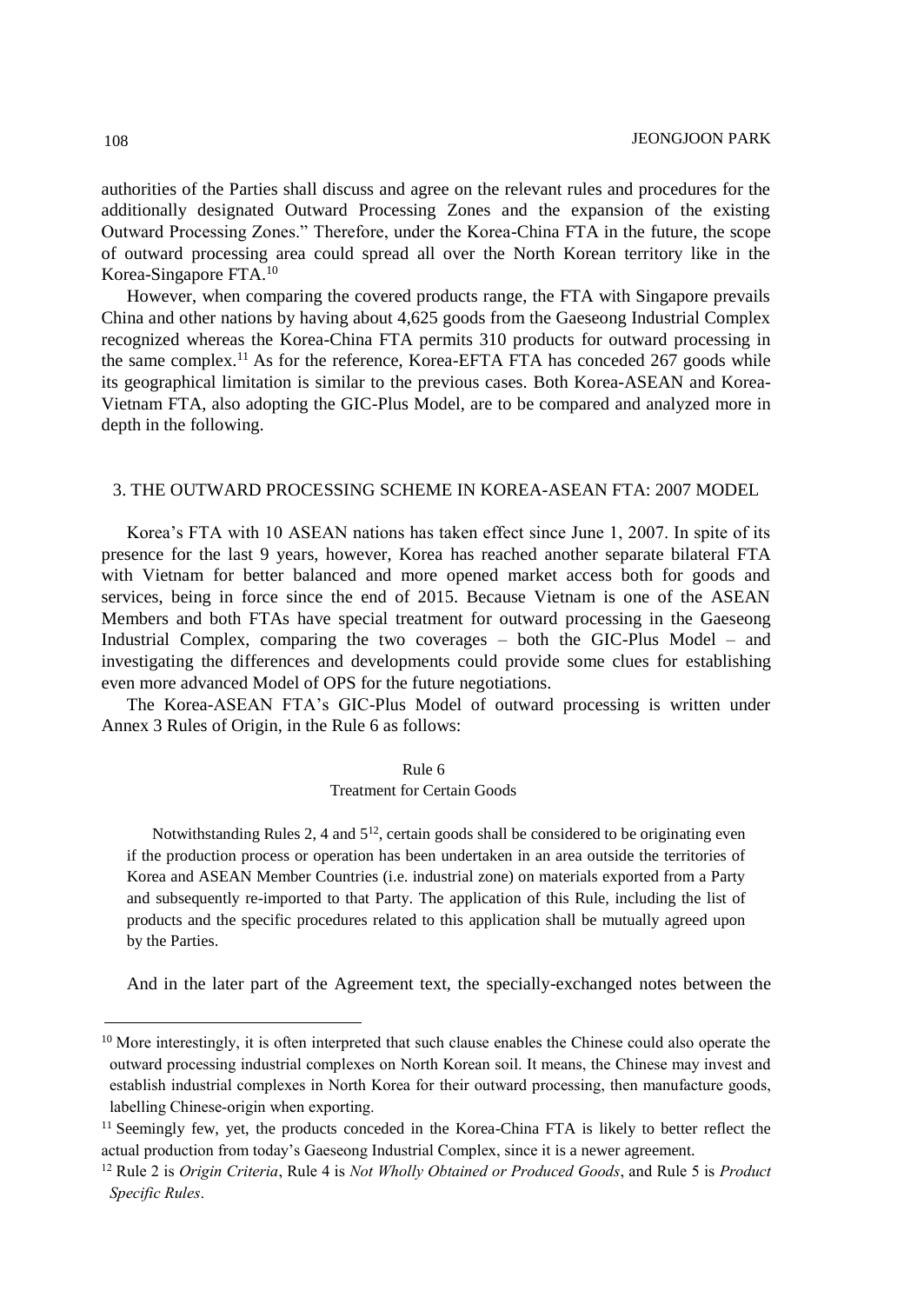authorities of the Parties shall discuss and agree on the relevant rules and procedures for the additionally designated Outward Processing Zones and the expansion of the existing Outward Processing Zones." Therefore, under the Korea-China FTA in the future, the scope of outward processing area could spread all over the North Korean territory like in the Korea-Singapore FTA.[10]

However, when comparing the covered products range, the FTA with Singapore prevails China and other nations by having about 4,625 goods from the Gaeseong Industrial Complex recognized whereas the Korea-China FTA permits 310 products for outward processing in the same complex.[11] As for the reference, Korea-EFTA FTA has conceded 267 goods while its geographical limitation is similar to the previous cases. Both Korea-ASEAN and Korea-Vietnam FTA, also adopting the GIC-Plus Model, are to be compared and analyzed more in depth in the following.

## 3. THE OUTWARD PROCESSING SCHEME IN KOREA-ASEAN FTA: 2007 MODEL

Korea's FTA with 10 ASEAN nations has taken effect since June 1, 2007. In spite of its presence for the last 9 years, however, Korea has reached another separate bilateral FTA with Vietnam for better balanced and more opened market access both for goods and services, being in force since the end of 2015. Because Vietnam is one of the ASEAN Members and both FTAs have special treatment for outward processing in the Gaeseong Industrial Complex, comparing the two coverages – both the GIC-Plus Model – and investigating the differences and developments could provide some clues for establishing even more advanced Model of OPS for the future negotiations.

The Korea-ASEAN FTA's GIC-Plus Model of outward processing is written under Annex 3 Rules of Origin, in the Rule 6 as follows:

> Rule 6
> Treatment for Certain Goods
>
> Notwithstanding Rules 2, 4 and 5[12], certain goods shall be considered to be originating even if the production process or operation has been undertaken in an area outside the territories of Korea and ASEAN Member Countries (i.e. industrial zone) on materials exported from a Party and subsequently re-imported to that Party. The application of this Rule, including the list of products and the specific procedures related to this application shall be mutually agreed upon by the Parties.

And in the later part of the Agreement text, the specially-exchanged notes between the

---

[10] More interestingly, it is often interpreted that such clause enables the Chinese could also operate the outward processing industrial complexes on North Korean soil. It means, the Chinese may invest and establish industrial complexes in North Korea for their outward processing, then manufacture goods, labelling Chinese-origin when exporting.

[11] Seemingly few, yet, the products conceded in the Korea-China FTA is likely to better reflect the actual production from today's Gaeseong Industrial Complex, since it is a newer agreement.

[12] Rule 2 is *Origin Criteria*, Rule 4 is *Not Wholly Obtained or Produced Goods*, and Rule 5 is *Product Specific Rules*.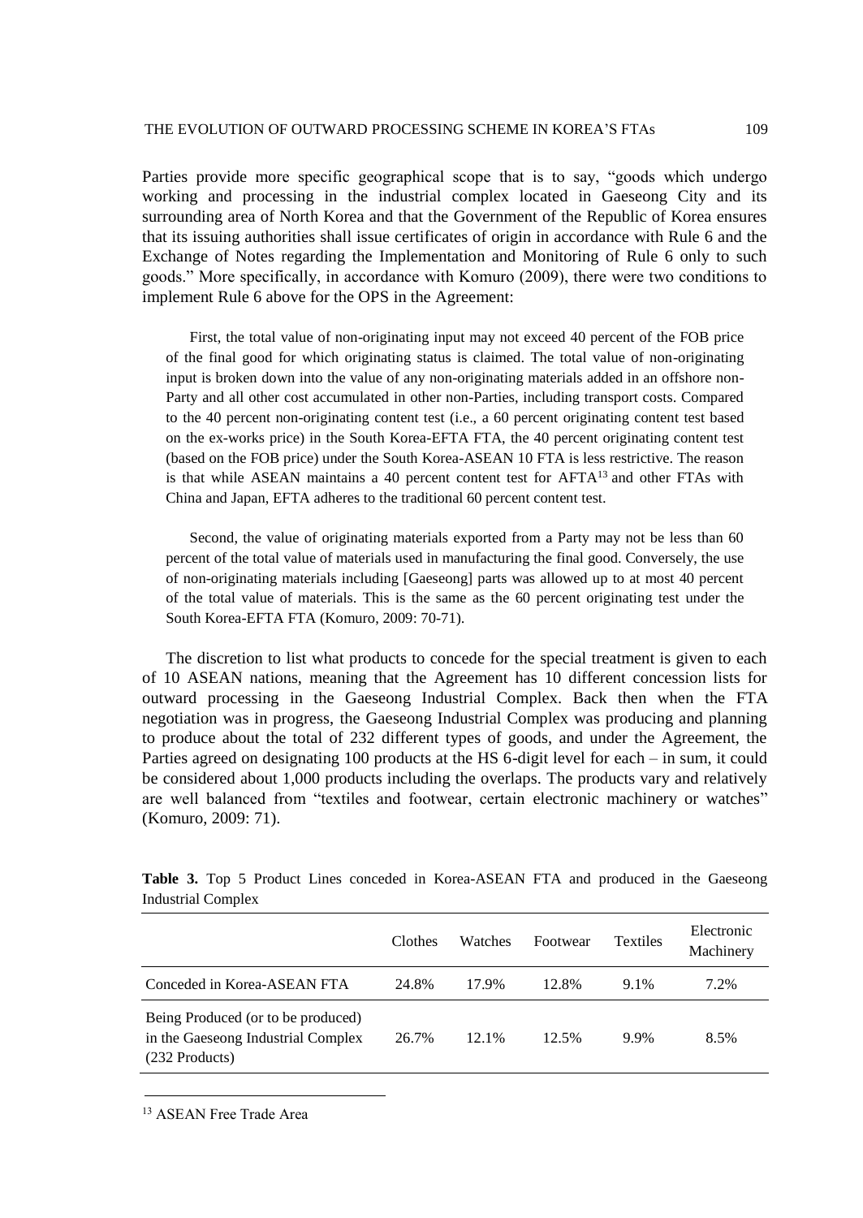Parties provide more specific geographical scope that is to say, "goods which undergo working and processing in the industrial complex located in Gaeseong City and its surrounding area of North Korea and that the Government of the Republic of Korea ensures that its issuing authorities shall issue certificates of origin in accordance with Rule 6 and the Exchange of Notes regarding the Implementation and Monitoring of Rule 6 only to such goods." More specifically, in accordance with Komuro (2009), there were two conditions to implement Rule 6 above for the OPS in the Agreement:

> First, the total value of non-originating input may not exceed 40 percent of the FOB price of the final good for which originating status is claimed. The total value of non-originating input is broken down into the value of any non-originating materials added in an offshore non-Party and all other cost accumulated in other non-Parties, including transport costs. Compared to the 40 percent non-originating content test (i.e., a 60 percent originating content test based on the ex-works price) in the South Korea-EFTA FTA, the 40 percent originating content test (based on the FOB price) under the South Korea-ASEAN 10 FTA is less restrictive. The reason is that while ASEAN maintains a 40 percent content test for AFTA[13] and other FTAs with China and Japan, EFTA adheres to the traditional 60 percent content test.
>
> Second, the value of originating materials exported from a Party may not be less than 60 percent of the total value of materials used in manufacturing the final good. Conversely, the use of non-originating materials including [Gaeseong] parts was allowed up to at most 40 percent of the total value of materials. This is the same as the 60 percent originating test under the South Korea-EFTA FTA (Komuro, 2009: 70-71).

The discretion to list what products to concede for the special treatment is given to each of 10 ASEAN nations, meaning that the Agreement has 10 different concession lists for outward processing in the Gaeseong Industrial Complex. Back then when the FTA negotiation was in progress, the Gaeseong Industrial Complex was producing and planning to produce about the total of 232 different types of goods, and under the Agreement, the Parties agreed on designating 100 products at the HS 6-digit level for each – in sum, it could be considered about 1,000 products including the overlaps. The products vary and relatively are well balanced from "textiles and footwear, certain electronic machinery or watches" (Komuro, 2009: 71).

**Table 3.** Top 5 Product Lines conceded in Korea-ASEAN FTA and produced in the Gaeseong Industrial Complex

| | Clothes | Watches | Footwear | Textiles | Electronic Machinery |
|---|---|---|---|---|---|
| Conceded in Korea-ASEAN FTA | 24.8% | 17.9% | 12.8% | 9.1% | 7.2% |
| Being Produced (or to be produced) in the Gaeseong Industrial Complex (232 Products) | 26.7% | 12.1% | 12.5% | 9.9% | 8.5% |

[13] ASEAN Free Trade Area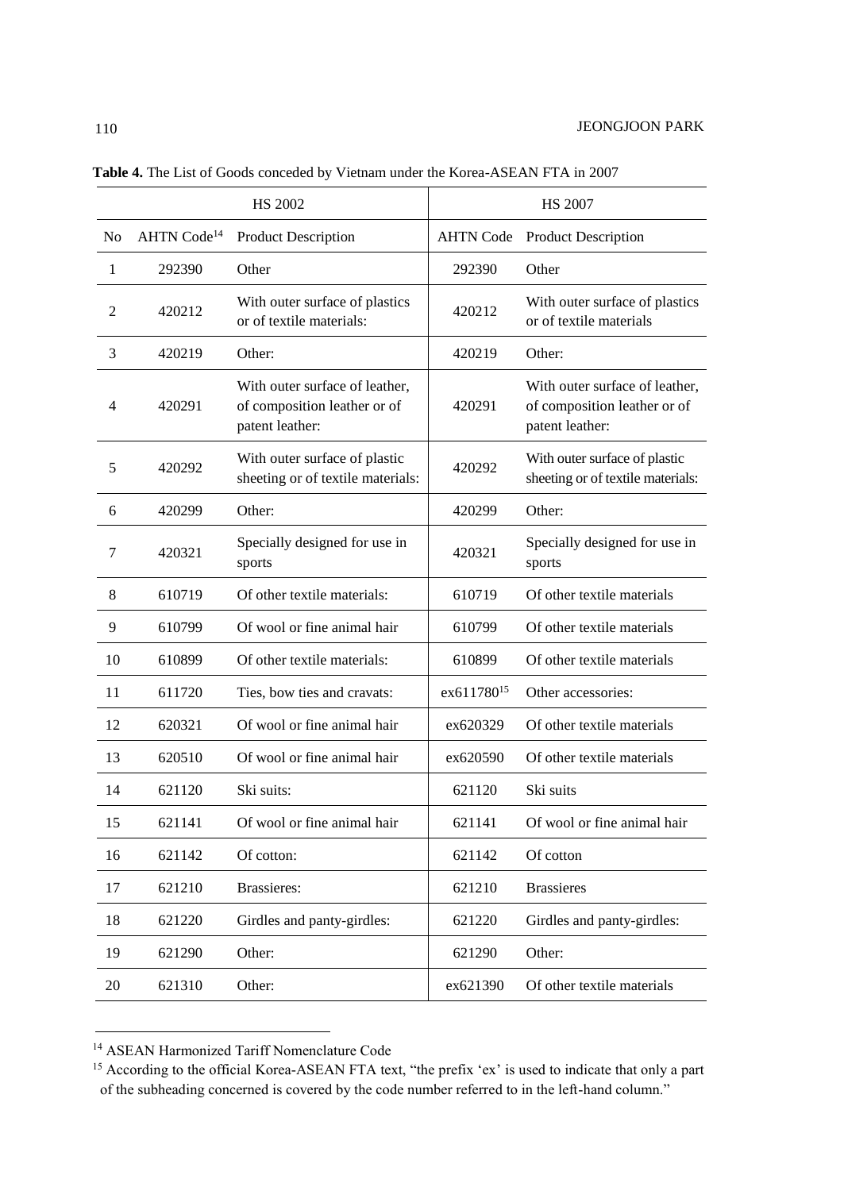**Table 4.** The List of Goods conceded by Vietnam under the Korea-ASEAN FTA in 2007

| HS 2002 | | | HS 2007 | |
|---|---|---|---|---|
| No | AHTN Code[14] | Product Description | AHTN Code | Product Description |
| 1 | 292390 | Other | 292390 | Other |
| 2 | 420212 | With outer surface of plastics or of textile materials: | 420212 | With outer surface of plastics or of textile materials |
| 3 | 420219 | Other: | 420219 | Other: |
| 4 | 420291 | With outer surface of leather, of composition leather or of patent leather: | 420291 | With outer surface of leather, of composition leather or of patent leather: |
| 5 | 420292 | With outer surface of plastic sheeting or of textile materials: | 420292 | With outer surface of plastic sheeting or of textile materials: |
| 6 | 420299 | Other: | 420299 | Other: |
| 7 | 420321 | Specially designed for use in sports | 420321 | Specially designed for use in sports |
| 8 | 610719 | Of other textile materials: | 610719 | Of other textile materials |
| 9 | 610799 | Of wool or fine animal hair | 610799 | Of other textile materials |
| 10 | 610899 | Of other textile materials: | 610899 | Of other textile materials |
| 11 | 611720 | Ties, bow ties and cravats: | ex611780[15] | Other accessories: |
| 12 | 620321 | Of wool or fine animal hair | ex620329 | Of other textile materials |
| 13 | 620510 | Of wool or fine animal hair | ex620590 | Of other textile materials |
| 14 | 621120 | Ski suits: | 621120 | Ski suits |
| 15 | 621141 | Of wool or fine animal hair | 621141 | Of wool or fine animal hair |
| 16 | 621142 | Of cotton: | 621142 | Of cotton |
| 17 | 621210 | Brassieres: | 621210 | Brassieres |
| 18 | 621220 | Girdles and panty-girdles: | 621220 | Girdles and panty-girdles: |
| 19 | 621290 | Other: | 621290 | Other: |
| 20 | 621310 | Other: | ex621390 | Of other textile materials |

[14] ASEAN Harmonized Tariff Nomenclature Code

[15] According to the official Korea-ASEAN FTA text, "the prefix 'ex' is used to indicate that only a part of the subheading concerned is covered by the code number referred to in the left-hand column."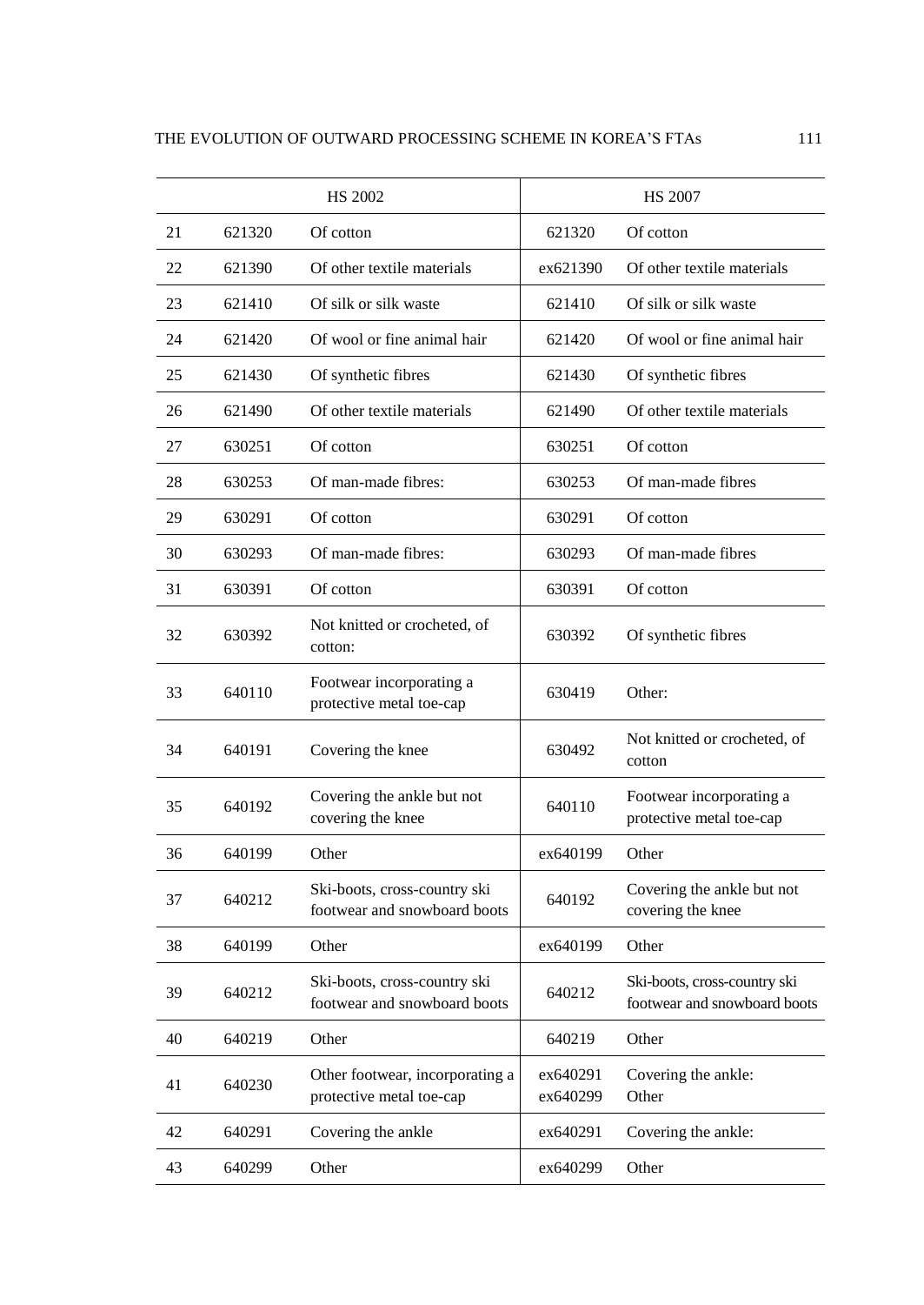| | HS 2002 | | HS 2007 | |
|---|---|---|---|---|
| 21 | 621320 | Of cotton | 621320 | Of cotton |
| 22 | 621390 | Of other textile materials | ex621390 | Of other textile materials |
| 23 | 621410 | Of silk or silk waste | 621410 | Of silk or silk waste |
| 24 | 621420 | Of wool or fine animal hair | 621420 | Of wool or fine animal hair |
| 25 | 621430 | Of synthetic fibres | 621430 | Of synthetic fibres |
| 26 | 621490 | Of other textile materials | 621490 | Of other textile materials |
| 27 | 630251 | Of cotton | 630251 | Of cotton |
| 28 | 630253 | Of man-made fibres: | 630253 | Of man-made fibres |
| 29 | 630291 | Of cotton | 630291 | Of cotton |
| 30 | 630293 | Of man-made fibres: | 630293 | Of man-made fibres |
| 31 | 630391 | Of cotton | 630391 | Of cotton |
| 32 | 630392 | Not knitted or crocheted, of cotton: | 630392 | Of synthetic fibres |
| 33 | 640110 | Footwear incorporating a protective metal toe-cap | 630419 | Other: |
| 34 | 640191 | Covering the knee | 630492 | Not knitted or crocheted, of cotton |
| 35 | 640192 | Covering the ankle but not covering the knee | 640110 | Footwear incorporating a protective metal toe-cap |
| 36 | 640199 | Other | ex640199 | Other |
| 37 | 640212 | Ski-boots, cross-country ski footwear and snowboard boots | 640192 | Covering the ankle but not covering the knee |
| 38 | 640199 | Other | ex640199 | Other |
| 39 | 640212 | Ski-boots, cross-country ski footwear and snowboard boots | 640212 | Ski-boots, cross-country ski footwear and snowboard boots |
| 40 | 640219 | Other | 640219 | Other |
| 41 | 640230 | Other footwear, incorporating a protective metal toe-cap | ex640291<br>ex640299 | Covering the ankle:<br>Other |
| 42 | 640291 | Covering the ankle | ex640291 | Covering the ankle: |
| 43 | 640299 | Other | ex640299 | Other |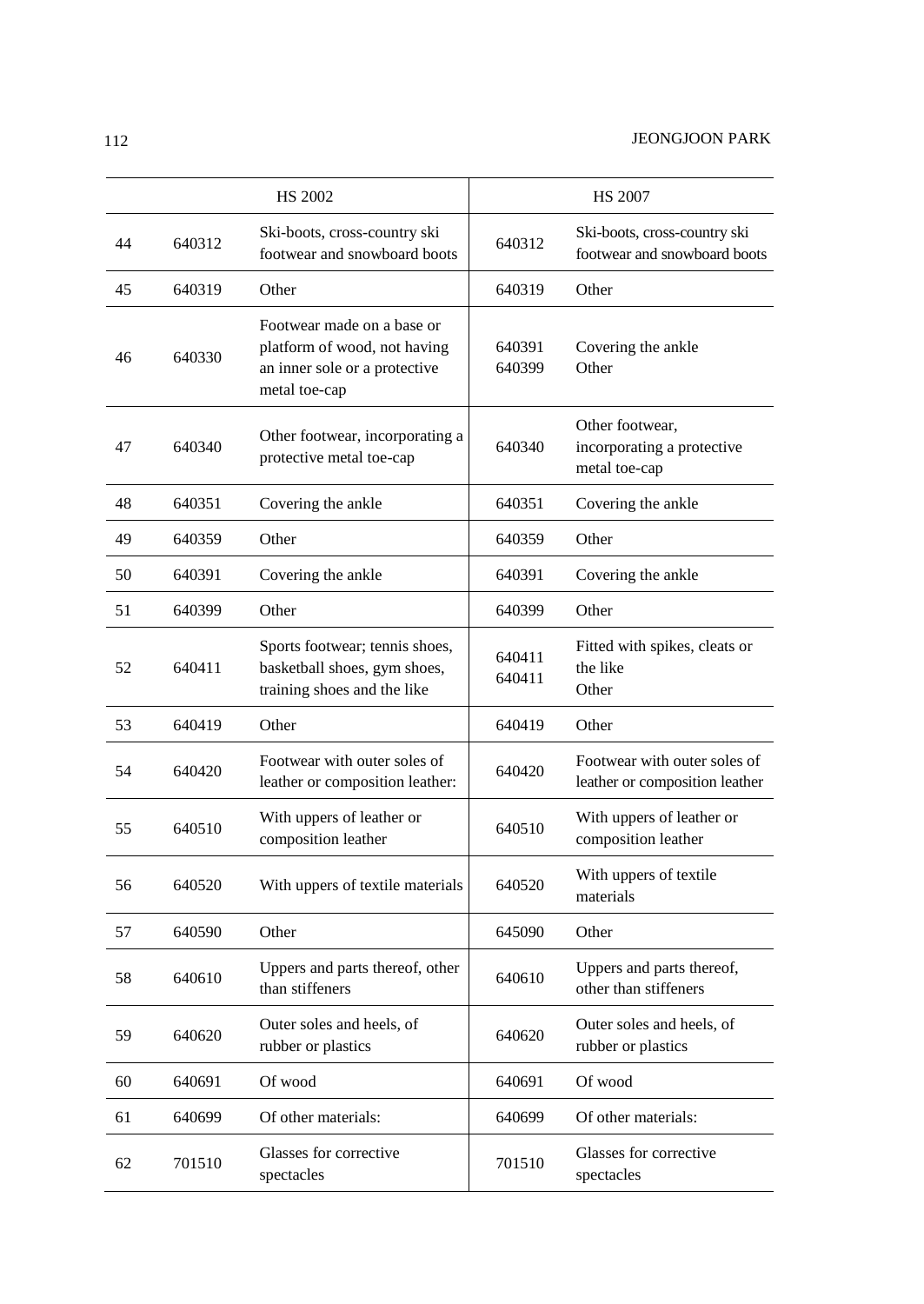| | HS 2002 | | HS 2007 | |
|---|---|---|---|---|
| 44 | 640312 | Ski-boots, cross-country ski footwear and snowboard boots | 640312 | Ski-boots, cross-country ski footwear and snowboard boots |
| 45 | 640319 | Other | 640319 | Other |
| 46 | 640330 | Footwear made on a base or platform of wood, not having an inner sole or a protective metal toe-cap | 640391<br>640399 | Covering the ankle<br>Other |
| 47 | 640340 | Other footwear, incorporating a protective metal toe-cap | 640340 | Other footwear, incorporating a protective metal toe-cap |
| 48 | 640351 | Covering the ankle | 640351 | Covering the ankle |
| 49 | 640359 | Other | 640359 | Other |
| 50 | 640391 | Covering the ankle | 640391 | Covering the ankle |
| 51 | 640399 | Other | 640399 | Other |
| 52 | 640411 | Sports footwear; tennis shoes, basketball shoes, gym shoes, training shoes and the like | 640411<br>640411 | Fitted with spikes, cleats or the like<br>Other |
| 53 | 640419 | Other | 640419 | Other |
| 54 | 640420 | Footwear with outer soles of leather or composition leather: | 640420 | Footwear with outer soles of leather or composition leather |
| 55 | 640510 | With uppers of leather or composition leather | 640510 | With uppers of leather or composition leather |
| 56 | 640520 | With uppers of textile materials | 640520 | With uppers of textile materials |
| 57 | 640590 | Other | 645090 | Other |
| 58 | 640610 | Uppers and parts thereof, other than stiffeners | 640610 | Uppers and parts thereof, other than stiffeners |
| 59 | 640620 | Outer soles and heels, of rubber or plastics | 640620 | Outer soles and heels, of rubber or plastics |
| 60 | 640691 | Of wood | 640691 | Of wood |
| 61 | 640699 | Of other materials: | 640699 | Of other materials: |
| 62 | 701510 | Glasses for corrective spectacles | 701510 | Glasses for corrective spectacles |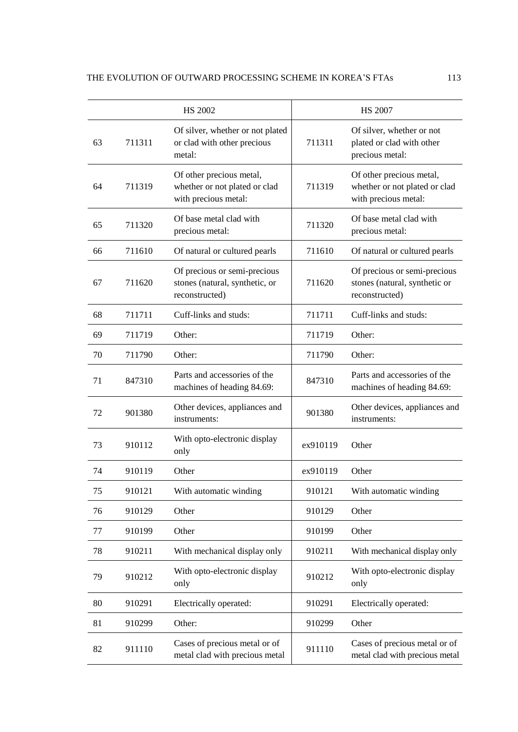| | HS 2002 | | HS 2007 | |
|---|---|---|---|---|
| 63 | 711311 | Of silver, whether or not plated or clad with other precious metal: | 711311 | Of silver, whether or not plated or clad with other precious metal: |
| 64 | 711319 | Of other precious metal, whether or not plated or clad with precious metal: | 711319 | Of other precious metal, whether or not plated or clad with precious metal: |
| 65 | 711320 | Of base metal clad with precious metal: | 711320 | Of base metal clad with precious metal: |
| 66 | 711610 | Of natural or cultured pearls | 711610 | Of natural or cultured pearls |
| 67 | 711620 | Of precious or semi-precious stones (natural, synthetic, or reconstructed) | 711620 | Of precious or semi-precious stones (natural, synthetic or reconstructed) |
| 68 | 711711 | Cuff-links and studs: | 711711 | Cuff-links and studs: |
| 69 | 711719 | Other: | 711719 | Other: |
| 70 | 711790 | Other: | 711790 | Other: |
| 71 | 847310 | Parts and accessories of the machines of heading 84.69: | 847310 | Parts and accessories of the machines of heading 84.69: |
| 72 | 901380 | Other devices, appliances and instruments: | 901380 | Other devices, appliances and instruments: |
| 73 | 910112 | With opto-electronic display only | ex910119 | Other |
| 74 | 910119 | Other | ex910119 | Other |
| 75 | 910121 | With automatic winding | 910121 | With automatic winding |
| 76 | 910129 | Other | 910129 | Other |
| 77 | 910199 | Other | 910199 | Other |
| 78 | 910211 | With mechanical display only | 910211 | With mechanical display only |
| 79 | 910212 | With opto-electronic display only | 910212 | With opto-electronic display only |
| 80 | 910291 | Electrically operated: | 910291 | Electrically operated: |
| 81 | 910299 | Other: | 910299 | Other |
| 82 | 911110 | Cases of precious metal or of metal clad with precious metal | 911110 | Cases of precious metal or of metal clad with precious metal |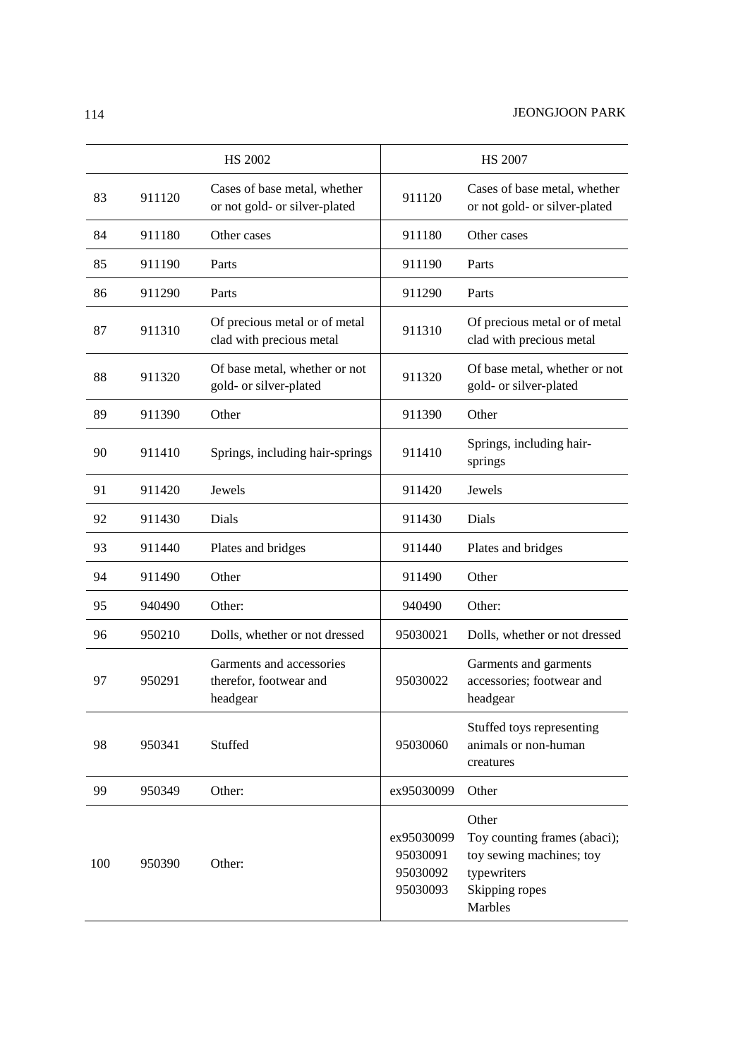| | HS 2002 | | HS 2007 | |
|---|---|---|---|---|
| 83 | 911120 | Cases of base metal, whether or not gold- or silver-plated | 911120 | Cases of base metal, whether or not gold- or silver-plated |
| 84 | 911180 | Other cases | 911180 | Other cases |
| 85 | 911190 | Parts | 911190 | Parts |
| 86 | 911290 | Parts | 911290 | Parts |
| 87 | 911310 | Of precious metal or of metal clad with precious metal | 911310 | Of precious metal or of metal clad with precious metal |
| 88 | 911320 | Of base metal, whether or not gold- or silver-plated | 911320 | Of base metal, whether or not gold- or silver-plated |
| 89 | 911390 | Other | 911390 | Other |
| 90 | 911410 | Springs, including hair-springs | 911410 | Springs, including hair-springs |
| 91 | 911420 | Jewels | 911420 | Jewels |
| 92 | 911430 | Dials | 911430 | Dials |
| 93 | 911440 | Plates and bridges | 911440 | Plates and bridges |
| 94 | 911490 | Other | 911490 | Other |
| 95 | 940490 | Other: | 940490 | Other: |
| 96 | 950210 | Dolls, whether or not dressed | 95030021 | Dolls, whether or not dressed |
| 97 | 950291 | Garments and accessories therefor, footwear and headgear | 95030022 | Garments and garments accessories; footwear and headgear |
| 98 | 950341 | Stuffed | 95030060 | Stuffed toys representing animals or non-human creatures |
| 99 | 950349 | Other: | ex95030099 | Other |
| 100 | 950390 | Other: | ex95030099<br>95030091<br>95030092<br>95030093 | Other<br>Toy counting frames (abaci); toy sewing machines; toy typewriters<br>Skipping ropes<br>Marbles |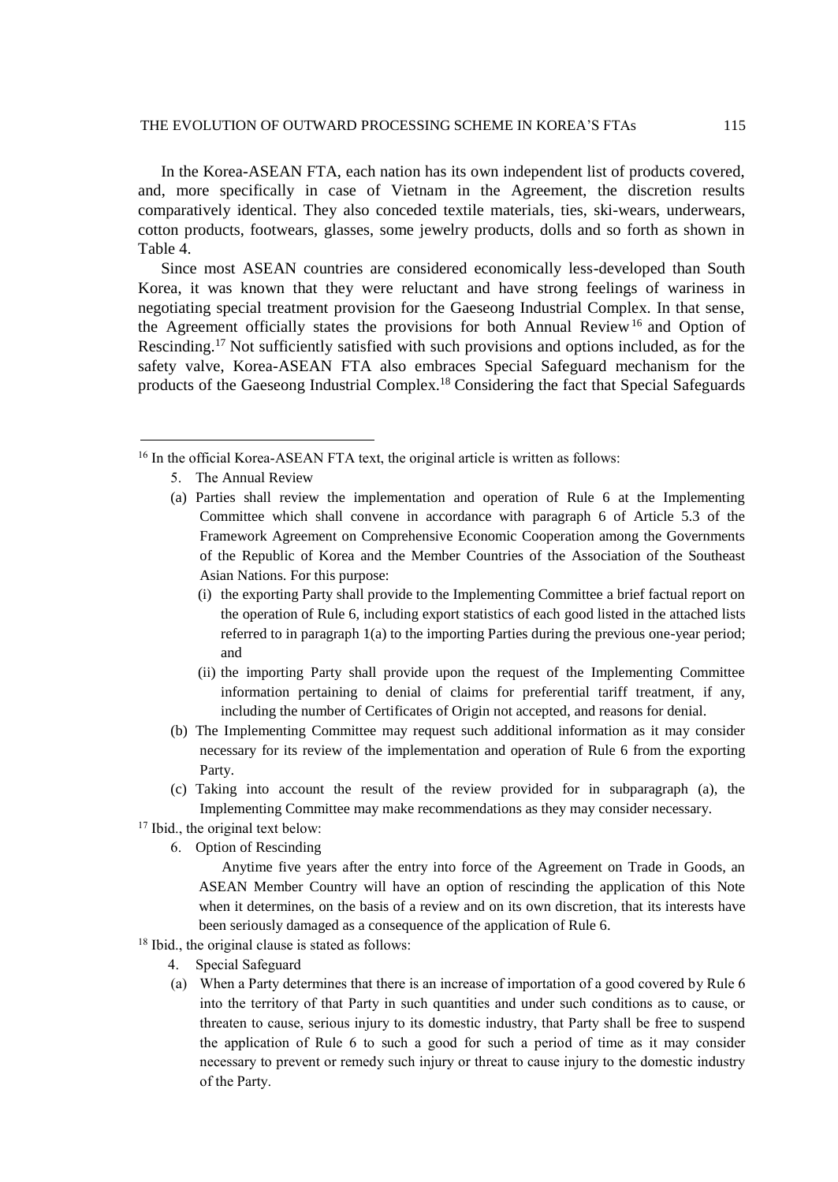In the Korea-ASEAN FTA, each nation has its own independent list of products covered, and, more specifically in case of Vietnam in the Agreement, the discretion results comparatively identical. They also conceded textile materials, ties, ski-wears, underwears, cotton products, footwears, glasses, some jewelry products, dolls and so forth as shown in Table 4.

Since most ASEAN countries are considered economically less-developed than South Korea, it was known that they were reluctant and have strong feelings of wariness in negotiating special treatment provision for the Gaeseong Industrial Complex. In that sense, the Agreement officially states the provisions for both Annual Review[16] and Option of Rescinding.[17] Not sufficiently satisfied with such provisions and options included, as for the safety valve, Korea-ASEAN FTA also embraces Special Safeguard mechanism for the products of the Gaeseong Industrial Complex.[18] Considering the fact that Special Safeguards

---

[16] In the official Korea-ASEAN FTA text, the original article is written as follows:

5. The Annual Review

(a) Parties shall review the implementation and operation of Rule 6 at the Implementing Committee which shall convene in accordance with paragraph 6 of Article 5.3 of the Framework Agreement on Comprehensive Economic Cooperation among the Governments of the Republic of Korea and the Member Countries of the Association of the Southeast Asian Nations. For this purpose:

 (i) the exporting Party shall provide to the Implementing Committee a brief factual report on the operation of Rule 6, including export statistics of each good listed in the attached lists referred to in paragraph 1(a) to the importing Parties during the previous one-year period; and

 (ii) the importing Party shall provide upon the request of the Implementing Committee information pertaining to denial of claims for preferential tariff treatment, if any, including the number of Certificates of Origin not accepted, and reasons for denial.

(b) The Implementing Committee may request such additional information as it may consider necessary for its review of the implementation and operation of Rule 6 from the exporting Party.

(c) Taking into account the result of the review provided for in subparagraph (a), the Implementing Committee may make recommendations as they may consider necessary.

[17] Ibid., the original text below:

6. Option of Rescinding

Anytime five years after the entry into force of the Agreement on Trade in Goods, an ASEAN Member Country will have an option of rescinding the application of this Note when it determines, on the basis of a review and on its own discretion, that its interests have been seriously damaged as a consequence of the application of Rule 6.

[18] Ibid., the original clause is stated as follows:

4. Special Safeguard

(a) When a Party determines that there is an increase of importation of a good covered by Rule 6 into the territory of that Party in such quantities and under such conditions as to cause, or threaten to cause, serious injury to its domestic industry, that Party shall be free to suspend the application of Rule 6 to such a good for such a period of time as it may consider necessary to prevent or remedy such injury or threat to cause injury to the domestic industry of the Party.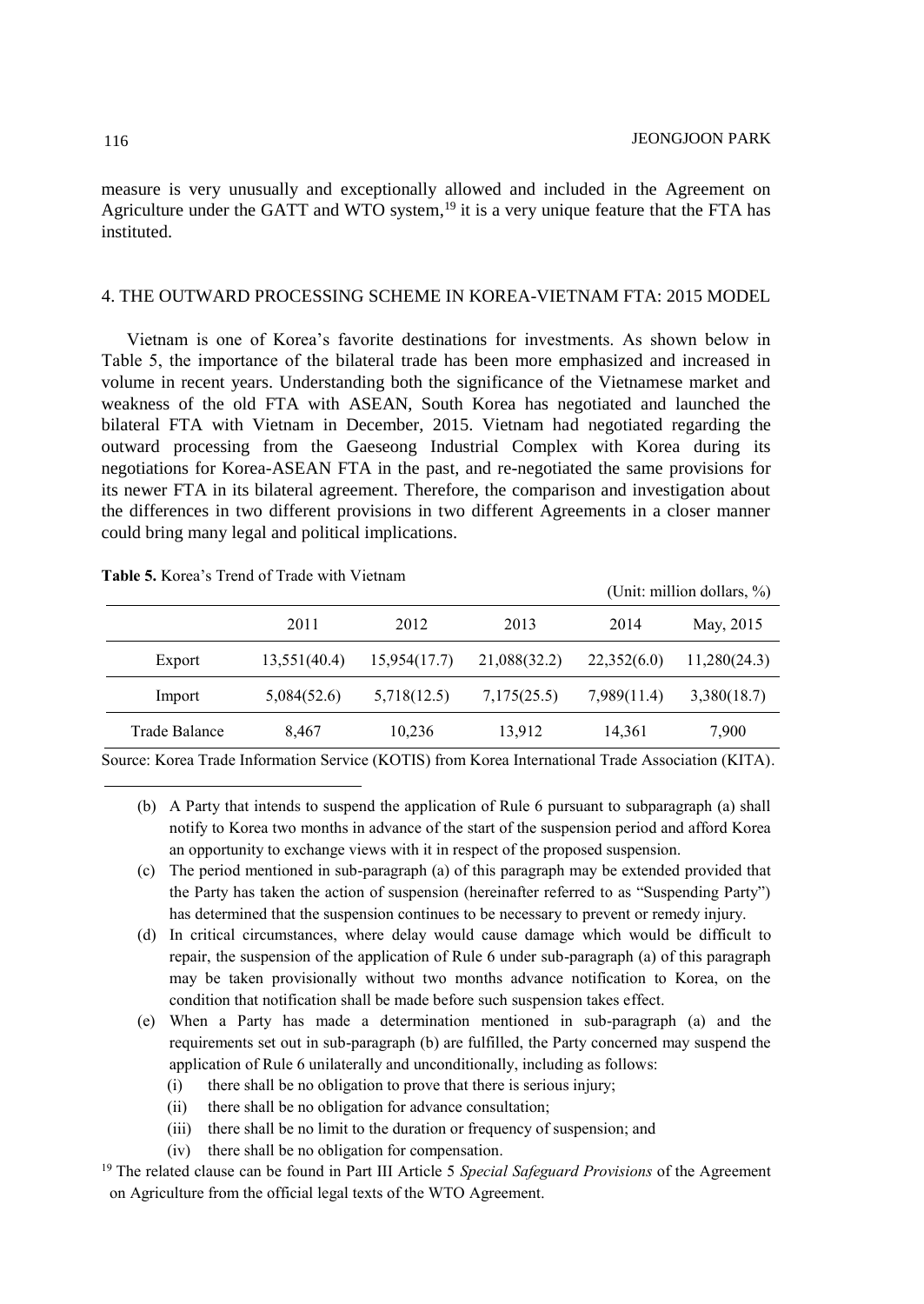measure is very unusually and exceptionally allowed and included in the Agreement on Agriculture under the GATT and WTO system,[19] it is a very unique feature that the FTA has instituted.

## 4. THE OUTWARD PROCESSING SCHEME IN KOREA-VIETNAM FTA: 2015 MODEL

Vietnam is one of Korea's favorite destinations for investments. As shown below in Table 5, the importance of the bilateral trade has been more emphasized and increased in volume in recent years. Understanding both the significance of the Vietnamese market and weakness of the old FTA with ASEAN, South Korea has negotiated and launched the bilateral FTA with Vietnam in December, 2015. Vietnam had negotiated regarding the outward processing from the Gaeseong Industrial Complex with Korea during its negotiations for Korea-ASEAN FTA in the past, and re-negotiated the same provisions for its newer FTA in its bilateral agreement. Therefore, the comparison and investigation about the differences in two different provisions in two different Agreements in a closer manner could bring many legal and political implications.

**Table 5.** Korea's Trend of Trade with Vietnam

(Unit: million dollars, %)

| | 2011 | 2012 | 2013 | 2014 | May, 2015 |
|---|---|---|---|---|---|
| Export | 13,551(40.4) | 15,954(17.7) | 21,088(32.2) | 22,352(6.0) | 11,280(24.3) |
| Import | 5,084(52.6) | 5,718(12.5) | 7,175(25.5) | 7,989(11.4) | 3,380(18.7) |
| Trade Balance | 8,467 | 10,236 | 13,912 | 14,361 | 7,900 |

Source: Korea Trade Information Service (KOTIS) from Korea International Trade Association (KITA).

---

(b) A Party that intends to suspend the application of Rule 6 pursuant to subparagraph (a) shall notify to Korea two months in advance of the start of the suspension period and afford Korea an opportunity to exchange views with it in respect of the proposed suspension.

(c) The period mentioned in sub-paragraph (a) of this paragraph may be extended provided that the Party has taken the action of suspension (hereinafter referred to as "Suspending Party") has determined that the suspension continues to be necessary to prevent or remedy injury.

(d) In critical circumstances, where delay would cause damage which would be difficult to repair, the suspension of the application of Rule 6 under sub-paragraph (a) of this paragraph may be taken provisionally without two months advance notification to Korea, on the condition that notification shall be made before such suspension takes effect.

(e) When a Party has made a determination mentioned in sub-paragraph (a) and the requirements set out in sub-paragraph (b) are fulfilled, the Party concerned may suspend the application of Rule 6 unilaterally and unconditionally, including as follows:
  - (i) there shall be no obligation to prove that there is serious injury;
  - (ii) there shall be no obligation for advance consultation;
  - (iii) there shall be no limit to the duration or frequency of suspension; and
  - (iv) there shall be no obligation for compensation.

[19] The related clause can be found in Part III Article 5 *Special Safeguard Provisions* of the Agreement on Agriculture from the official legal texts of the WTO Agreement.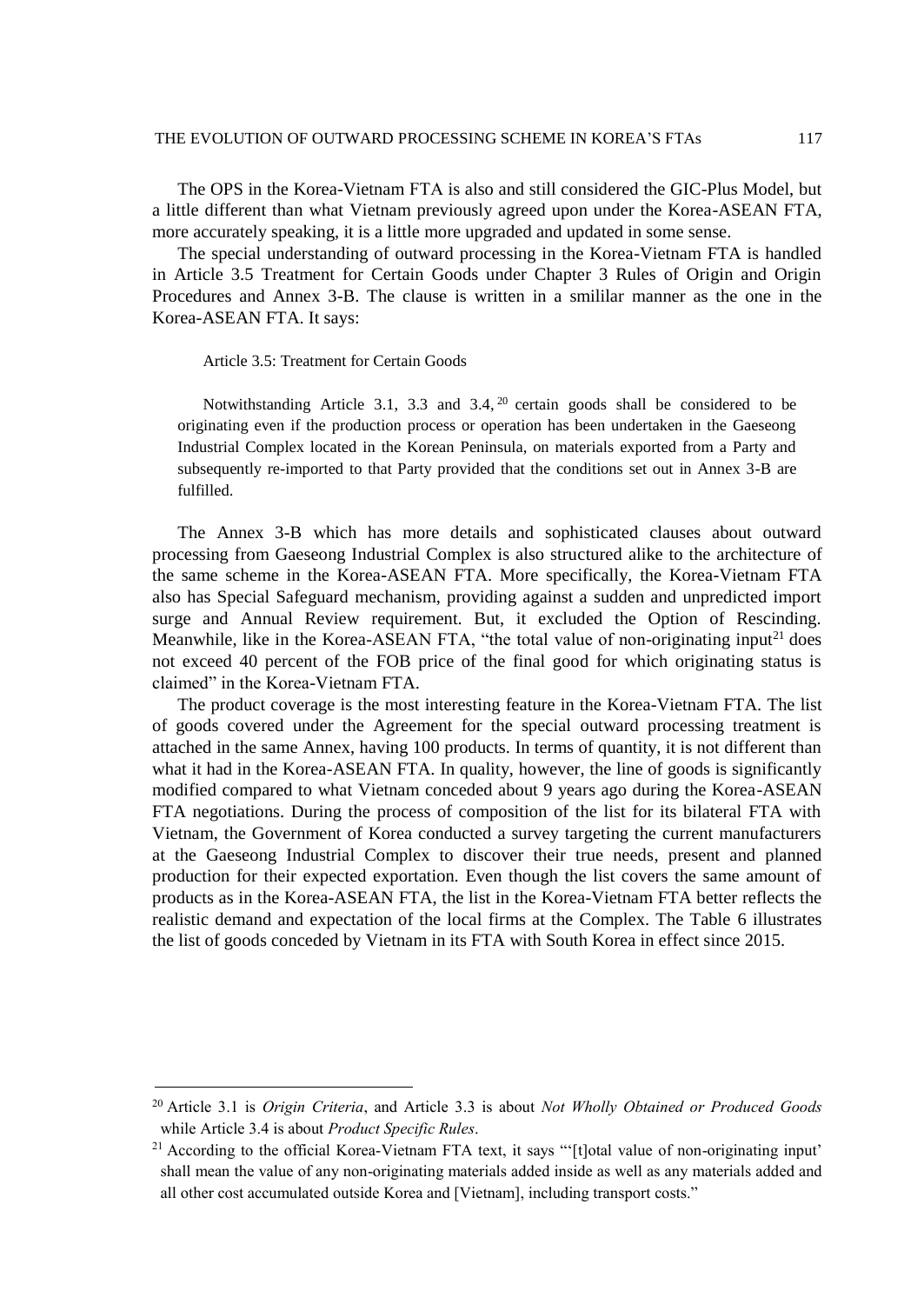The OPS in the Korea-Vietnam FTA is also and still considered the GIC-Plus Model, but a little different than what Vietnam previously agreed upon under the Korea-ASEAN FTA, more accurately speaking, it is a little more upgraded and updated in some sense.

The special understanding of outward processing in the Korea-Vietnam FTA is handled in Article 3.5 Treatment for Certain Goods under Chapter 3 Rules of Origin and Origin Procedures and Annex 3-B. The clause is written in a smililar manner as the one in the Korea-ASEAN FTA. It says:

> Article 3.5: Treatment for Certain Goods
>
> Notwithstanding Article 3.1, 3.3 and 3.4,[20] certain goods shall be considered to be originating even if the production process or operation has been undertaken in the Gaeseong Industrial Complex located in the Korean Peninsula, on materials exported from a Party and subsequently re-imported to that Party provided that the conditions set out in Annex 3-B are fulfilled.

The Annex 3-B which has more details and sophisticated clauses about outward processing from Gaeseong Industrial Complex is also structured alike to the architecture of the same scheme in the Korea-ASEAN FTA. More specifically, the Korea-Vietnam FTA also has Special Safeguard mechanism, providing against a sudden and unpredicted import surge and Annual Review requirement. But, it excluded the Option of Rescinding. Meanwhile, like in the Korea-ASEAN FTA, "the total value of non-originating input[21] does not exceed 40 percent of the FOB price of the final good for which originating status is claimed" in the Korea-Vietnam FTA.

The product coverage is the most interesting feature in the Korea-Vietnam FTA. The list of goods covered under the Agreement for the special outward processing treatment is attached in the same Annex, having 100 products. In terms of quantity, it is not different than what it had in the Korea-ASEAN FTA. In quality, however, the line of goods is significantly modified compared to what Vietnam conceded about 9 years ago during the Korea-ASEAN FTA negotiations. During the process of composition of the list for its bilateral FTA with Vietnam, the Government of Korea conducted a survey targeting the current manufacturers at the Gaeseong Industrial Complex to discover their true needs, present and planned production for their expected exportation. Even though the list covers the same amount of products as in the Korea-ASEAN FTA, the list in the Korea-Vietnam FTA better reflects the realistic demand and expectation of the local firms at the Complex. The Table 6 illustrates the list of goods conceded by Vietnam in its FTA with South Korea in effect since 2015.

---

[20] Article 3.1 is *Origin Criteria*, and Article 3.3 is about *Not Wholly Obtained or Produced Goods* while Article 3.4 is about *Product Specific Rules*.

[21] According to the official Korea-Vietnam FTA text, it says "'[t]otal value of non-originating input' shall mean the value of any non-originating materials added inside as well as any materials added and all other cost accumulated outside Korea and [Vietnam], including transport costs."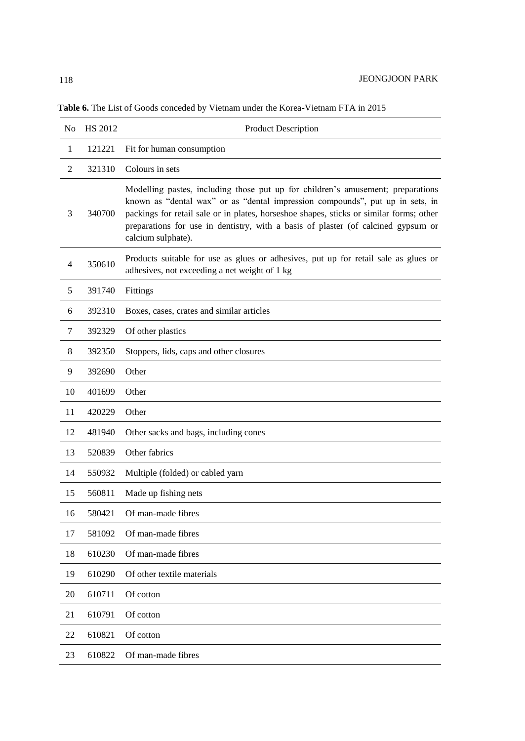**Table 6.** The List of Goods conceded by Vietnam under the Korea-Vietnam FTA in 2015

| No | HS 2012 | Product Description |
|---|---|---|
| 1 | 121221 | Fit for human consumption |
| 2 | 321310 | Colours in sets |
| 3 | 340700 | Modelling pastes, including those put up for children's amusement; preparations known as "dental wax" or as "dental impression compounds", put up in sets, in packings for retail sale or in plates, horseshoe shapes, sticks or similar forms; other preparations for use in dentistry, with a basis of plaster (of calcined gypsum or calcium sulphate). |
| 4 | 350610 | Products suitable for use as glues or adhesives, put up for retail sale as glues or adhesives, not exceeding a net weight of 1 kg |
| 5 | 391740 | Fittings |
| 6 | 392310 | Boxes, cases, crates and similar articles |
| 7 | 392329 | Of other plastics |
| 8 | 392350 | Stoppers, lids, caps and other closures |
| 9 | 392690 | Other |
| 10 | 401699 | Other |
| 11 | 420229 | Other |
| 12 | 481940 | Other sacks and bags, including cones |
| 13 | 520839 | Other fabrics |
| 14 | 550932 | Multiple (folded) or cabled yarn |
| 15 | 560811 | Made up fishing nets |
| 16 | 580421 | Of man-made fibres |
| 17 | 581092 | Of man-made fibres |
| 18 | 610230 | Of man-made fibres |
| 19 | 610290 | Of other textile materials |
| 20 | 610711 | Of cotton |
| 21 | 610791 | Of cotton |
| 22 | 610821 | Of cotton |
| 23 | 610822 | Of man-made fibres |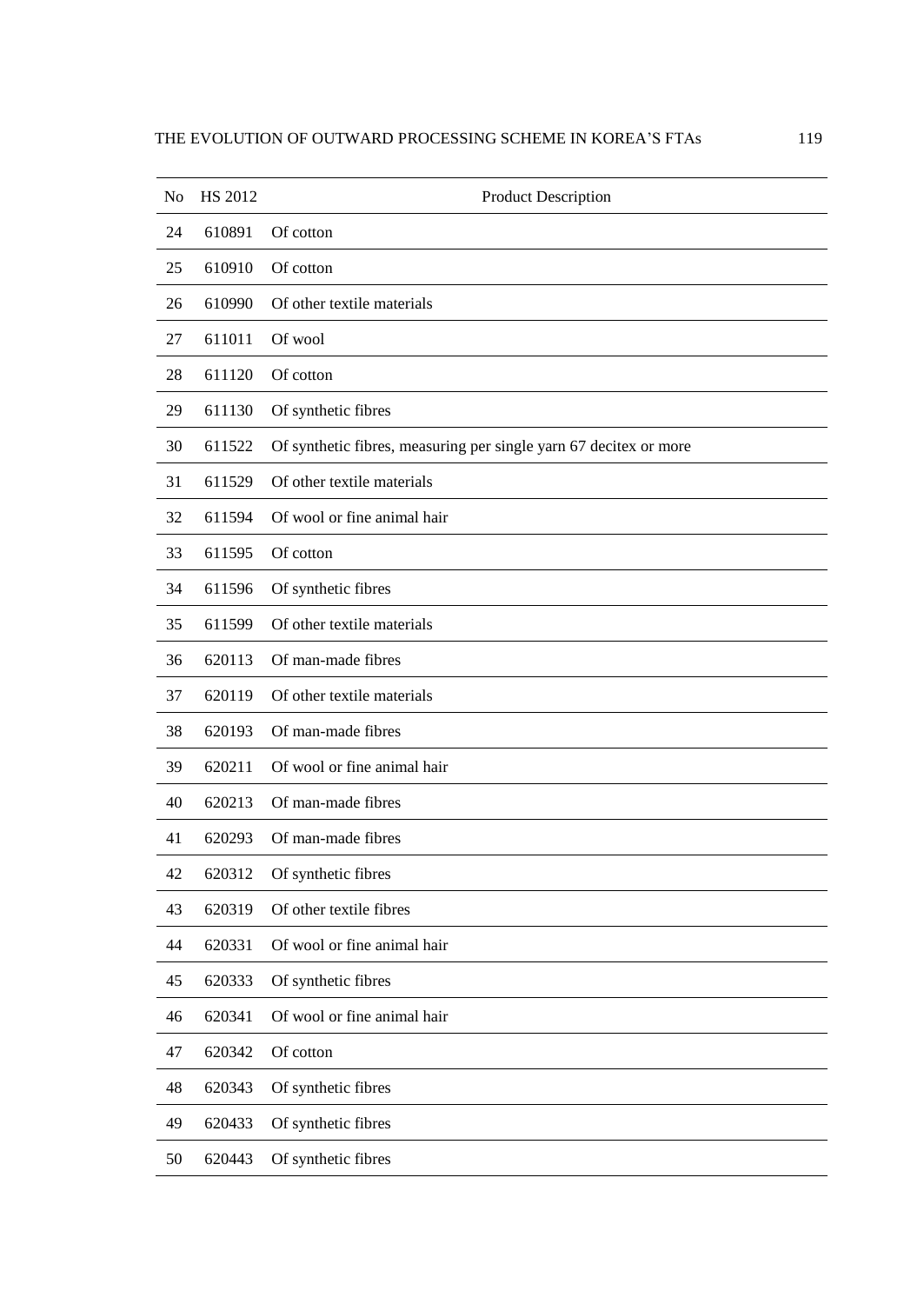| No | HS 2012 | Product Description |
|---|---|---|
| 24 | 610891 | Of cotton |
| 25 | 610910 | Of cotton |
| 26 | 610990 | Of other textile materials |
| 27 | 611011 | Of wool |
| 28 | 611120 | Of cotton |
| 29 | 611130 | Of synthetic fibres |
| 30 | 611522 | Of synthetic fibres, measuring per single yarn 67 decitex or more |
| 31 | 611529 | Of other textile materials |
| 32 | 611594 | Of wool or fine animal hair |
| 33 | 611595 | Of cotton |
| 34 | 611596 | Of synthetic fibres |
| 35 | 611599 | Of other textile materials |
| 36 | 620113 | Of man-made fibres |
| 37 | 620119 | Of other textile materials |
| 38 | 620193 | Of man-made fibres |
| 39 | 620211 | Of wool or fine animal hair |
| 40 | 620213 | Of man-made fibres |
| 41 | 620293 | Of man-made fibres |
| 42 | 620312 | Of synthetic fibres |
| 43 | 620319 | Of other textile fibres |
| 44 | 620331 | Of wool or fine animal hair |
| 45 | 620333 | Of synthetic fibres |
| 46 | 620341 | Of wool or fine animal hair |
| 47 | 620342 | Of cotton |
| 48 | 620343 | Of synthetic fibres |
| 49 | 620433 | Of synthetic fibres |
| 50 | 620443 | Of synthetic fibres |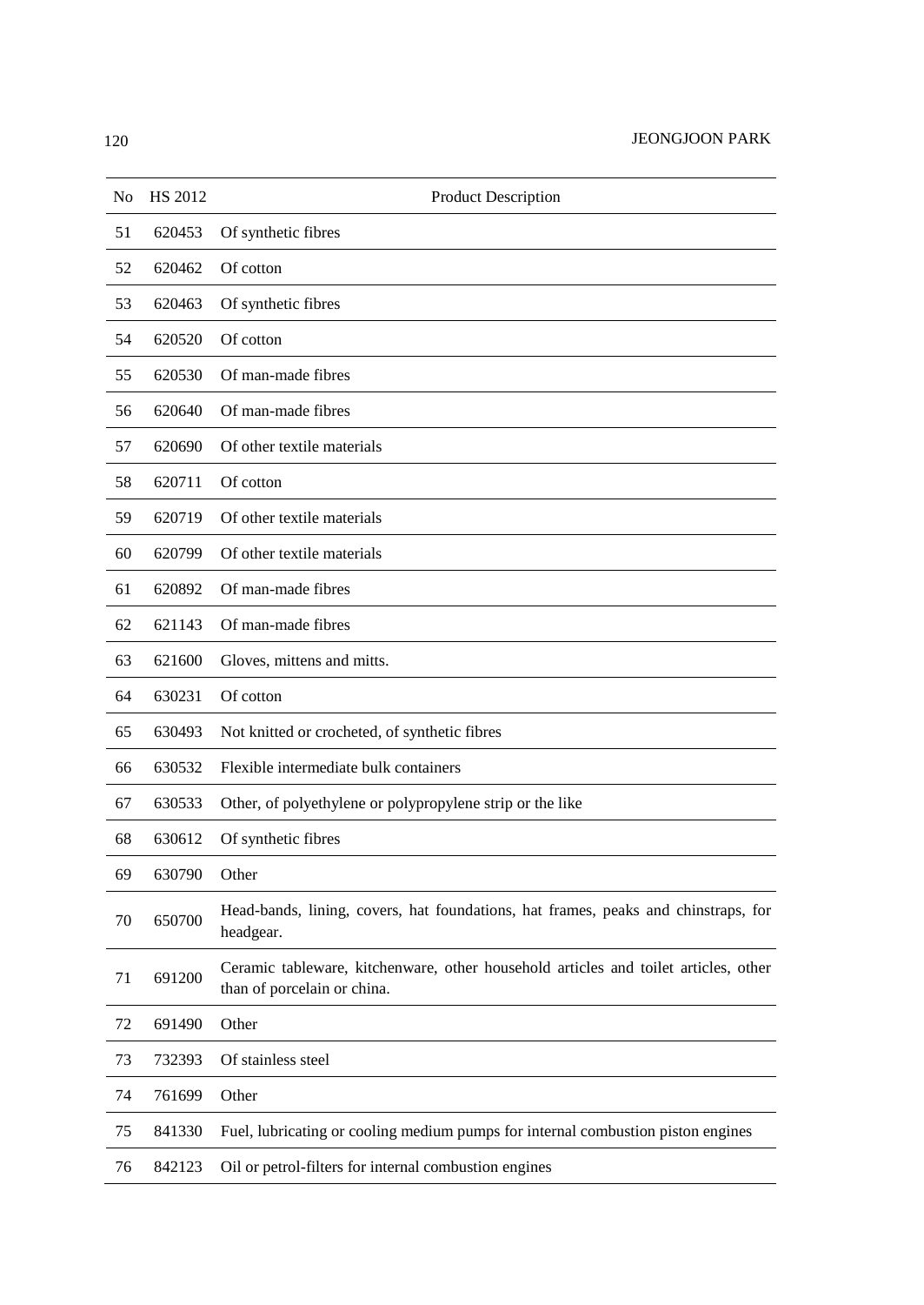| No | HS 2012 | Product Description |
|---|---|---|
| 51 | 620453 | Of synthetic fibres |
| 52 | 620462 | Of cotton |
| 53 | 620463 | Of synthetic fibres |
| 54 | 620520 | Of cotton |
| 55 | 620530 | Of man-made fibres |
| 56 | 620640 | Of man-made fibres |
| 57 | 620690 | Of other textile materials |
| 58 | 620711 | Of cotton |
| 59 | 620719 | Of other textile materials |
| 60 | 620799 | Of other textile materials |
| 61 | 620892 | Of man-made fibres |
| 62 | 621143 | Of man-made fibres |
| 63 | 621600 | Gloves, mittens and mitts. |
| 64 | 630231 | Of cotton |
| 65 | 630493 | Not knitted or crocheted, of synthetic fibres |
| 66 | 630532 | Flexible intermediate bulk containers |
| 67 | 630533 | Other, of polyethylene or polypropylene strip or the like |
| 68 | 630612 | Of synthetic fibres |
| 69 | 630790 | Other |
| 70 | 650700 | Head-bands, lining, covers, hat foundations, hat frames, peaks and chinstraps, for headgear. |
| 71 | 691200 | Ceramic tableware, kitchenware, other household articles and toilet articles, other than of porcelain or china. |
| 72 | 691490 | Other |
| 73 | 732393 | Of stainless steel |
| 74 | 761699 | Other |
| 75 | 841330 | Fuel, lubricating or cooling medium pumps for internal combustion piston engines |
| 76 | 842123 | Oil or petrol-filters for internal combustion engines |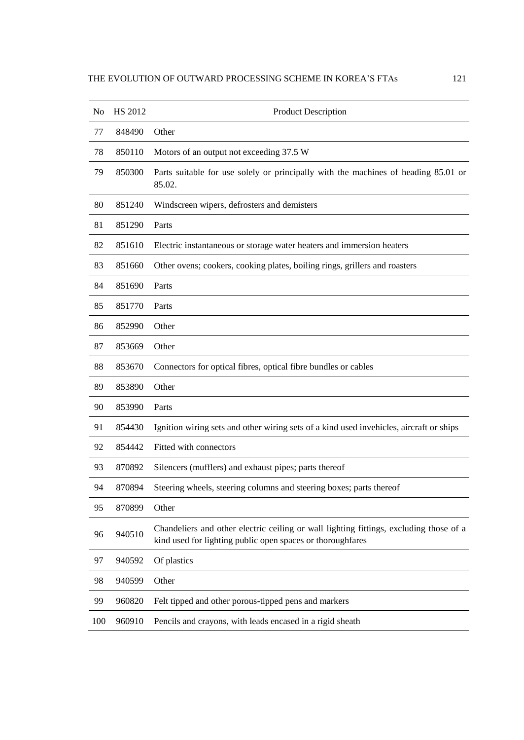| No | HS 2012 | Product Description |
|---|---|---|
| 77 | 848490 | Other |
| 78 | 850110 | Motors of an output not exceeding 37.5 W |
| 79 | 850300 | Parts suitable for use solely or principally with the machines of heading 85.01 or 85.02. |
| 80 | 851240 | Windscreen wipers, defrosters and demisters |
| 81 | 851290 | Parts |
| 82 | 851610 | Electric instantaneous or storage water heaters and immersion heaters |
| 83 | 851660 | Other ovens; cookers, cooking plates, boiling rings, grillers and roasters |
| 84 | 851690 | Parts |
| 85 | 851770 | Parts |
| 86 | 852990 | Other |
| 87 | 853669 | Other |
| 88 | 853670 | Connectors for optical fibres, optical fibre bundles or cables |
| 89 | 853890 | Other |
| 90 | 853990 | Parts |
| 91 | 854430 | Ignition wiring sets and other wiring sets of a kind used invehicles, aircraft or ships |
| 92 | 854442 | Fitted with connectors |
| 93 | 870892 | Silencers (mufflers) and exhaust pipes; parts thereof |
| 94 | 870894 | Steering wheels, steering columns and steering boxes; parts thereof |
| 95 | 870899 | Other |
| 96 | 940510 | Chandeliers and other electric ceiling or wall lighting fittings, excluding those of a kind used for lighting public open spaces or thoroughfares |
| 97 | 940592 | Of plastics |
| 98 | 940599 | Other |
| 99 | 960820 | Felt tipped and other porous-tipped pens and markers |
| 100 | 960910 | Pencils and crayons, with leads encased in a rigid sheath |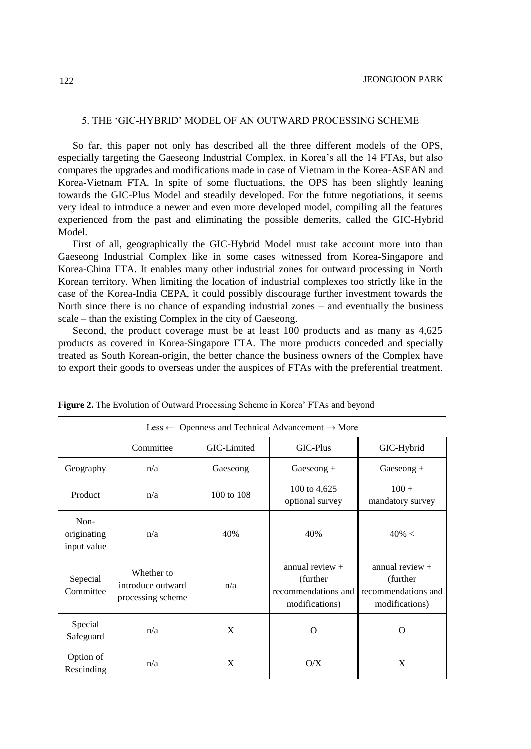## 5. THE 'GIC-HYBRID' MODEL OF AN OUTWARD PROCESSING SCHEME

So far, this paper not only has described all the three different models of the OPS, especially targeting the Gaeseong Industrial Complex, in Korea's all the 14 FTAs, but also compares the upgrades and modifications made in case of Vietnam in the Korea-ASEAN and Korea-Vietnam FTA. In spite of some fluctuations, the OPS has been slightly leaning towards the GIC-Plus Model and steadily developed. For the future negotiations, it seems very ideal to introduce a newer and even more developed model, compiling all the features experienced from the past and eliminating the possible demerits, called the GIC-Hybrid Model.

First of all, geographically the GIC-Hybrid Model must take account more into than Gaeseong Industrial Complex like in some cases witnessed from Korea-Singapore and Korea-China FTA. It enables many other industrial zones for outward processing in North Korean territory. When limiting the location of industrial complexes too strictly like in the case of the Korea-India CEPA, it could possibly discourage further investment towards the North since there is no chance of expanding industrial zones – and eventually the business scale – than the existing Complex in the city of Gaeseong.

Second, the product coverage must be at least 100 products and as many as 4,625 products as covered in Korea-Singapore FTA. The more products conceded and specially treated as South Korean-origin, the better chance the business owners of the Complex have to export their goods to overseas under the auspices of FTAs with the preferential treatment.

**Figure 2.** The Evolution of Outward Processing Scheme in Korea' FTAs and beyond

Less ← Openness and Technical Advancement → More

| | Committee | GIC-Limited | GIC-Plus | GIC-Hybrid |
|---|---|---|---|---|
| Geography | n/a | Gaeseong | Gaeseong + | Gaeseong + |
| Product | n/a | 100 to 108 | 100 to 4,625 optional survey | 100 + mandatory survey |
| Non-originating input value | n/a | 40% | 40% | 40% < |
| Sepecial Committee | Whether to introduce outward processing scheme | n/a | annual review + (further recommendations and modifications) | annual review + (further recommendations and modifications) |
| Special Safeguard | n/a | X | O | O |
| Option of Rescinding | n/a | X | O/X | X |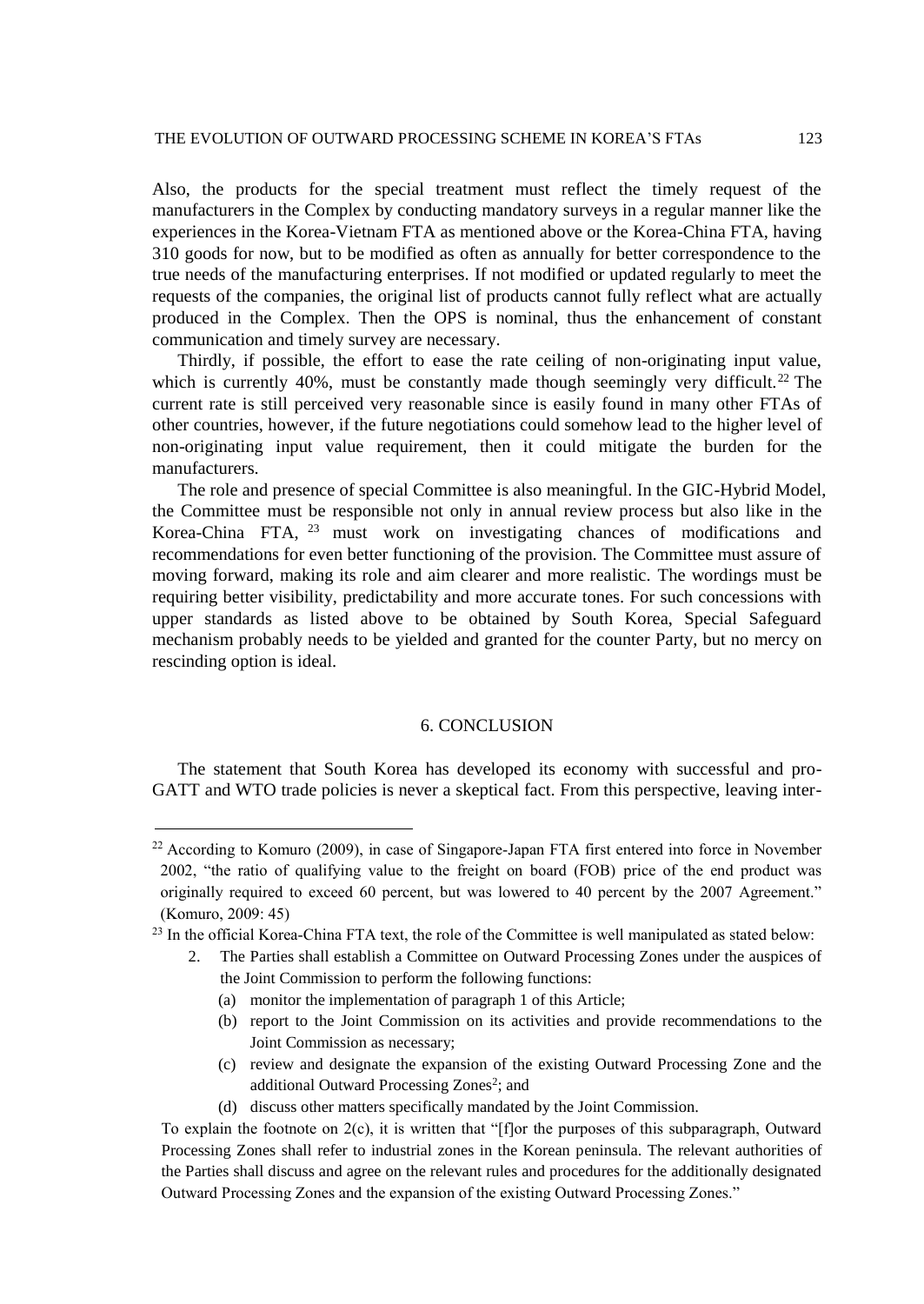Also, the products for the special treatment must reflect the timely request of the manufacturers in the Complex by conducting mandatory surveys in a regular manner like the experiences in the Korea-Vietnam FTA as mentioned above or the Korea-China FTA, having 310 goods for now, but to be modified as often as annually for better correspondence to the true needs of the manufacturing enterprises. If not modified or updated regularly to meet the requests of the companies, the original list of products cannot fully reflect what are actually produced in the Complex. Then the OPS is nominal, thus the enhancement of constant communication and timely survey are necessary.

Thirdly, if possible, the effort to ease the rate ceiling of non-originating input value, which is currently 40%, must be constantly made though seemingly very difficult.[22] The current rate is still perceived very reasonable since is easily found in many other FTAs of other countries, however, if the future negotiations could somehow lead to the higher level of non-originating input value requirement, then it could mitigate the burden for the manufacturers.

The role and presence of special Committee is also meaningful. In the GIC-Hybrid Model, the Committee must be responsible not only in annual review process but also like in the Korea-China FTA, [23] must work on investigating chances of modifications and recommendations for even better functioning of the provision. The Committee must assure of moving forward, making its role and aim clearer and more realistic. The wordings must be requiring better visibility, predictability and more accurate tones. For such concessions with upper standards as listed above to be obtained by South Korea, Special Safeguard mechanism probably needs to be yielded and granted for the counter Party, but no mercy on rescinding option is ideal.

## 6. CONCLUSION

The statement that South Korea has developed its economy with successful and pro-GATT and WTO trade policies is never a skeptical fact. From this perspective, leaving inter-

---

[22] According to Komuro (2009), in case of Singapore-Japan FTA first entered into force in November 2002, "the ratio of qualifying value to the freight on board (FOB) price of the end product was originally required to exceed 60 percent, but was lowered to 40 percent by the 2007 Agreement." (Komuro, 2009: 45)

[23] In the official Korea-China FTA text, the role of the Committee is well manipulated as stated below:

2. The Parties shall establish a Committee on Outward Processing Zones under the auspices of the Joint Commission to perform the following functions:
   (a) monitor the implementation of paragraph 1 of this Article;
   (b) report to the Joint Commission on its activities and provide recommendations to the Joint Commission as necessary;
   (c) review and designate the expansion of the existing Outward Processing Zone and the additional Outward Processing Zones[2]; and
   (d) discuss other matters specifically mandated by the Joint Commission.

To explain the footnote on 2(c), it is written that "[f]or the purposes of this subparagraph, Outward Processing Zones shall refer to industrial zones in the Korean peninsula. The relevant authorities of the Parties shall discuss and agree on the relevant rules and procedures for the additionally designated Outward Processing Zones and the expansion of the existing Outward Processing Zones."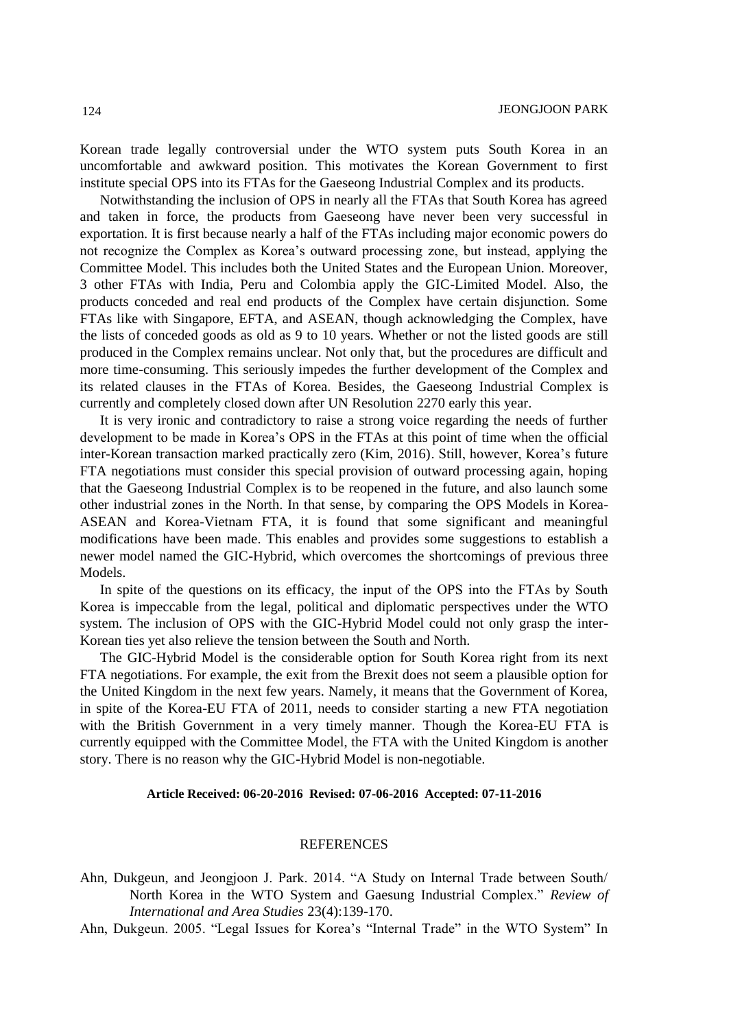Korean trade legally controversial under the WTO system puts South Korea in an uncomfortable and awkward position. This motivates the Korean Government to first institute special OPS into its FTAs for the Gaeseong Industrial Complex and its products.

Notwithstanding the inclusion of OPS in nearly all the FTAs that South Korea has agreed and taken in force, the products from Gaeseong have never been very successful in exportation. It is first because nearly a half of the FTAs including major economic powers do not recognize the Complex as Korea's outward processing zone, but instead, applying the Committee Model. This includes both the United States and the European Union. Moreover, 3 other FTAs with India, Peru and Colombia apply the GIC-Limited Model. Also, the products conceded and real end products of the Complex have certain disjunction. Some FTAs like with Singapore, EFTA, and ASEAN, though acknowledging the Complex, have the lists of conceded goods as old as 9 to 10 years. Whether or not the listed goods are still produced in the Complex remains unclear. Not only that, but the procedures are difficult and more time-consuming. This seriously impedes the further development of the Complex and its related clauses in the FTAs of Korea. Besides, the Gaeseong Industrial Complex is currently and completely closed down after UN Resolution 2270 early this year.

It is very ironic and contradictory to raise a strong voice regarding the needs of further development to be made in Korea's OPS in the FTAs at this point of time when the official inter-Korean transaction marked practically zero (Kim, 2016). Still, however, Korea's future FTA negotiations must consider this special provision of outward processing again, hoping that the Gaeseong Industrial Complex is to be reopened in the future, and also launch some other industrial zones in the North. In that sense, by comparing the OPS Models in Korea-ASEAN and Korea-Vietnam FTA, it is found that some significant and meaningful modifications have been made. This enables and provides some suggestions to establish a newer model named the GIC-Hybrid, which overcomes the shortcomings of previous three Models.

In spite of the questions on its efficacy, the input of the OPS into the FTAs by South Korea is impeccable from the legal, political and diplomatic perspectives under the WTO system. The inclusion of OPS with the GIC-Hybrid Model could not only grasp the inter-Korean ties yet also relieve the tension between the South and North.

The GIC-Hybrid Model is the considerable option for South Korea right from its next FTA negotiations. For example, the exit from the Brexit does not seem a plausible option for the United Kingdom in the next few years. Namely, it means that the Government of Korea, in spite of the Korea-EU FTA of 2011, needs to consider starting a new FTA negotiation with the British Government in a very timely manner. Though the Korea-EU FTA is currently equipped with the Committee Model, the FTA with the United Kingdom is another story. There is no reason why the GIC-Hybrid Model is non-negotiable.

**Article Received: 06-20-2016 Revised: 07-06-2016 Accepted: 07-11-2016**

## REFERENCES

Ahn, Dukgeun, and Jeongjoon J. Park. 2014. "A Study on Internal Trade between South/ North Korea in the WTO System and Gaesung Industrial Complex." *Review of International and Area Studies* 23(4):139-170.

Ahn, Dukgeun. 2005. "Legal Issues for Korea's "Internal Trade" in the WTO System" In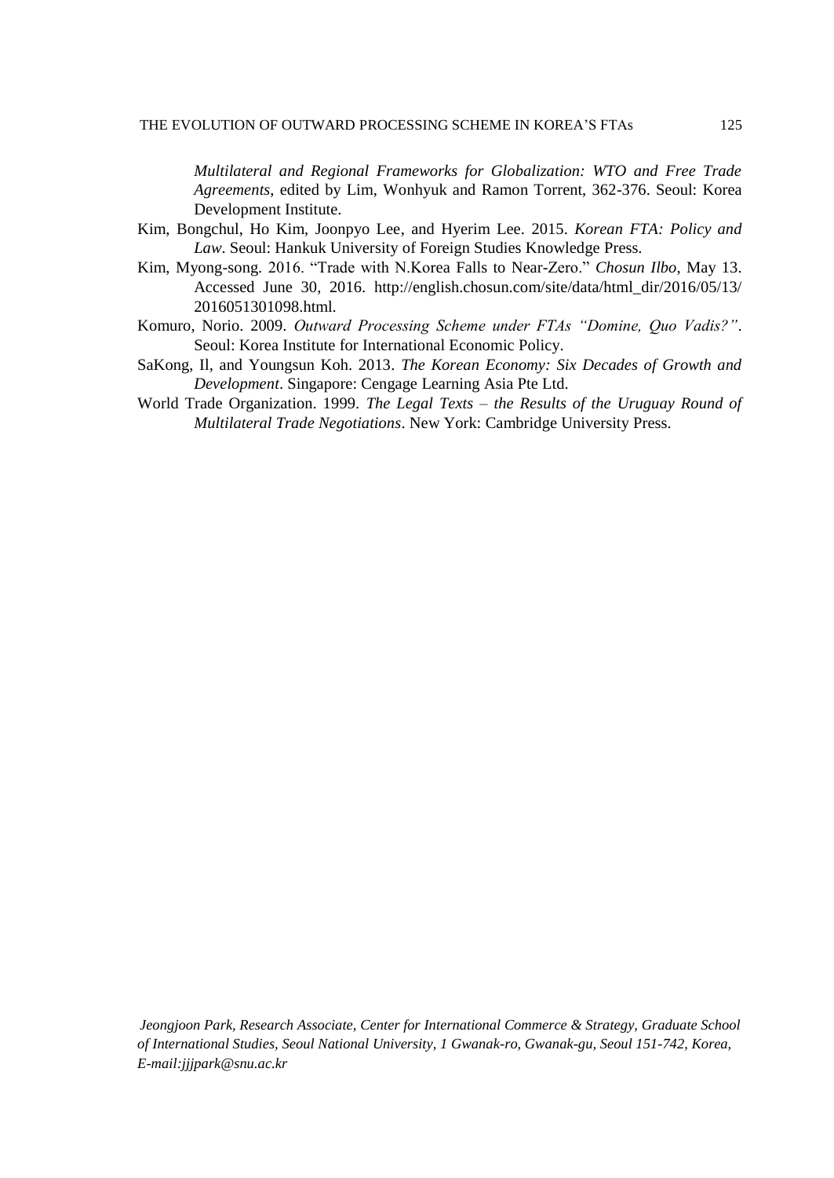*Multilateral and Regional Frameworks for Globalization: WTO and Free Trade Agreements*, edited by Lim, Wonhyuk and Ramon Torrent, 362-376. Seoul: Korea Development Institute.

Kim, Bongchul, Ho Kim, Joonpyo Lee, and Hyerim Lee. 2015. *Korean FTA: Policy and Law*. Seoul: Hankuk University of Foreign Studies Knowledge Press.

Kim, Myong-song. 2016. "Trade with N.Korea Falls to Near-Zero." *Chosun Ilbo*, May 13. Accessed June 30, 2016. http://english.chosun.com/site/data/html_dir/2016/05/13/2016051301098.html.

Komuro, Norio. 2009. *Outward Processing Scheme under FTAs "Domine, Quo Vadis?"*. Seoul: Korea Institute for International Economic Policy.

SaKong, Il, and Youngsun Koh. 2013. *The Korean Economy: Six Decades of Growth and Development*. Singapore: Cengage Learning Asia Pte Ltd.

World Trade Organization. 1999. *The Legal Texts – the Results of the Uruguay Round of Multilateral Trade Negotiations*. New York: Cambridge University Press.

*Jeongjoon Park, Research Associate, Center for International Commerce & Strategy, Graduate School of International Studies, Seoul National University, 1 Gwanak-ro, Gwanak-gu, Seoul 151-742, Korea, E-mail:jjjpark@snu.ac.kr*